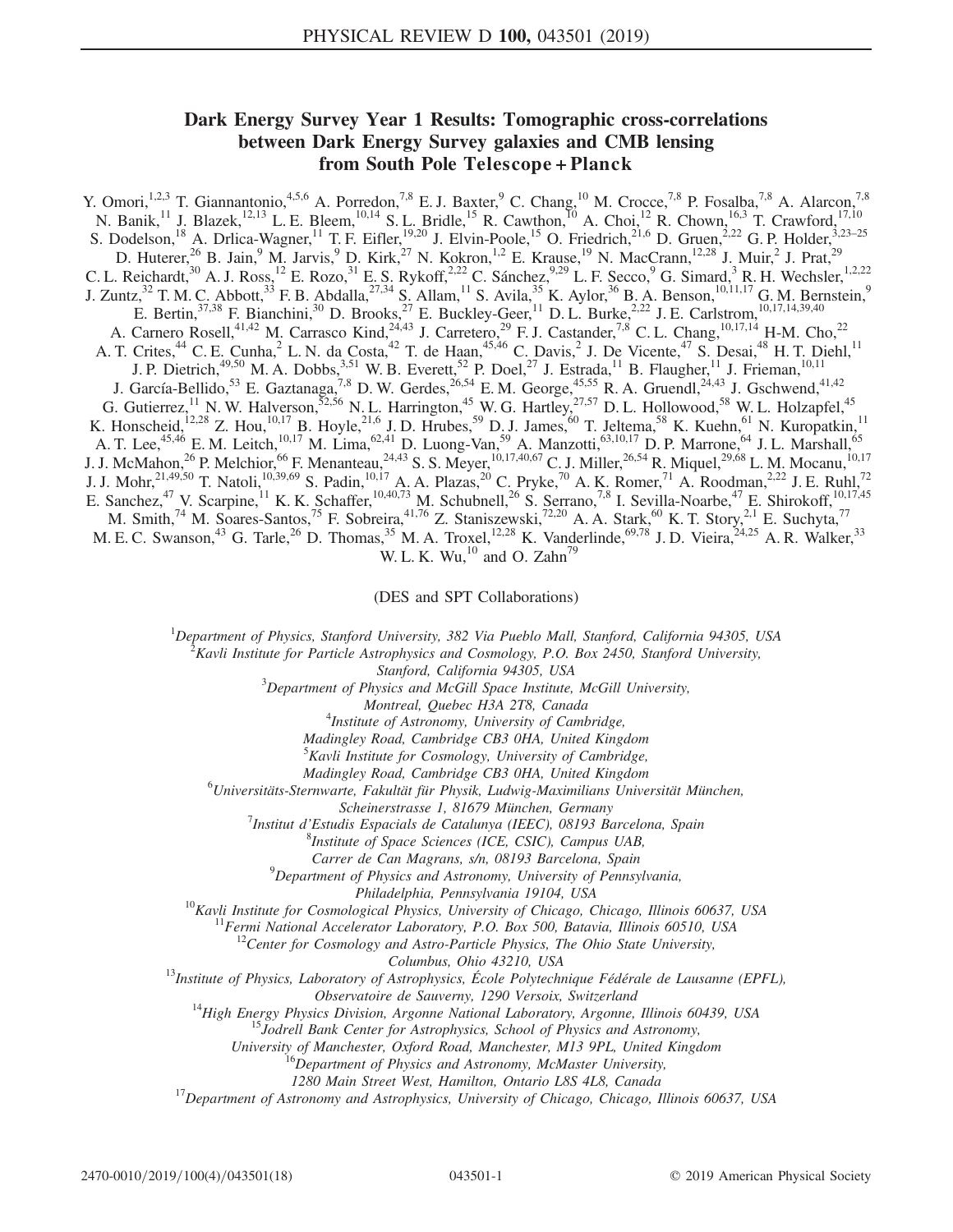# Dark Energy Survey Year 1 Results: Tomographic cross-correlations between Dark Energy Survey galaxies and CMB lensing from South Pole Telescope + Planck

Y. Omori,[1,2,3] T. Giannantonio,[4,5,6] A. Porredon,[7,8] E. J. Baxter,[9] C. Chang,[10] M. Crocce,[7,8] P. Fosalba,[7,8] A. Alarcon,[7,8] N. Banik,[11] J. Blazek,[12,13] L. E. Bleem,[10,14] S. L. Bridle,[15] R. Cawthon,[10] A. Choi,[12] R. Chown,[16,3] T. Crawford,[17,10] S. Dodelson,[18] A. Drlica-Wagner,[11] T. F. Eifler,[19,20] J. Elvin-Poole,[15] O. Friedrich,[21,6] D. Gruen,[2,22] G. P. Holder,[3,23–25] D. Huterer,[26] B. Jain,[9] M. Jarvis,[9] D. Kirk,[27] N. Kokron,[1,2] E. Krause,[19] N. MacCrann,[12,28] J. Muir,[2] J. Prat,[29] C. L. Reichardt,[30] A. J. Ross,[12] E. Rozo,[31] E. S. Rykoff,[2,22] C. Sánchez,[9,29] L. F. Secco,[9] G. Simard,[3] R. H. Wechsler,[1,2,22] J. Zuntz,[32] T. M. C. Abbott,[33] F. B. Abdalla,[27,34] S. Allam,[11] S. Avila,[35] K. Aylor,[36] B. A. Benson,[10,11,17] G. M. Bernstein,[9] E. Bertin,[37,38] F. Bianchini,[30] D. Brooks,[27] E. Buckley-Geer,[11] D. L. Burke,[2,22] J. E. Carlstrom,[10,17,14,39,40] A. Carnero Rosell,[41,42] M. Carrasco Kind,[24,43] J. Carretero,[29] F. J. Castander,[7,8] C. L. Chang,[10,17,14] H-M. Cho,[22] A. T. Crites,[44] C. E. Cunha,[2] L. N. da Costa,[42] T. de Haan,[45,46] C. Davis,[2] J. De Vicente,[47] S. Desai,[48] H. T. Diehl,[11] J. P. Dietrich,[49,50] M. A. Dobbs,[3,51] W. B. Everett,[52] P. Doel,[27] J. Estrada,[11] B. Flaugher,[11] J. Frieman,[10,11] J. García-Bellido,[53] E. Gaztanaga,[7,8] D. W. Gerdes,[26,54] E. M. George,[45,55] R. A. Gruendl,[24,43] J. Gschwend,[41,42] G. Gutierrez,[11] N. W. Halverson,[52,56] N. L. Harrington,[45] W. G. Hartley,[27,57] D. L. Hollowood,[58] W. L. Holzapfel,[45] K. Honscheid,[12,28] Z. Hou,[10,17] B. Hoyle,[21,6] J. D. Hrubes,[59] D. J. James,[60] T. Jeltema,[58] K. Kuehn,[61] N. Kuropatkin,[11] A. T. Lee,[45,46] E. M. Leitch,[10,17] M. Lima,[62,41] D. Luong-Van,[59] A. Manzotti,[63,10,17] D. P. Marrone,[64] J. L. Marshall,[65] J. J. McMahon,[26] P. Melchior,[66] F. Menanteau,[24,43] S. S. Meyer,[10,17,40,67] C. J. Miller,[26,54] R. Miquel,[29,68] L. M. Mocanu,[10,17] J. J. Mohr,[21,49,50] T. Natoli,[10,39,69] S. Padin,[10,17] A. A. Plazas,[20] C. Pryke,[70] A. K. Romer,[71] A. Roodman,[2,22] J. E. Ruhl,[72] E. Sanchez,[47] V. Scarpine,[11] K. K. Schaffer,[10,40,73] M. Schubnell,[26] S. Serrano,[7,8] I. Sevilla-Noarbe,[47] E. Shirokoff,[10,17,45] M. Smith,[74] M. Soares-Santos,[75] F. Sobreira,[41,76] Z. Staniszewski,[72,20] A. A. Stark,[60] K. T. Story,[2,1] E. Suchyta,[77] M. E. C. Swanson,[43] G. Tarle,[26] D. Thomas,[35] M. A. Troxel,[12,28] K. Vanderlinde,[69,78] J. D. Vieira,[24,25] A. R. Walker,[33] W. L. K. Wu,[10] and O. Zahn[79]

(DES and SPT Collaborations)

[1]*Department of Physics, Stanford University, 382 Via Pueblo Mall, Stanford, California 94305, USA*
[2]*Kavli Institute for Particle Astrophysics and Cosmology, P.O. Box 2450, Stanford University, Stanford, California 94305, USA*
[3]*Department of Physics and McGill Space Institute, McGill University, Montreal, Quebec H3A 2T8, Canada*
[4]*Institute of Astronomy, University of Cambridge, Madingley Road, Cambridge CB3 0HA, United Kingdom*
[5]*Kavli Institute for Cosmology, University of Cambridge, Madingley Road, Cambridge CB3 0HA, United Kingdom*
[6]*Universitäts-Sternwarte, Fakultät für Physik, Ludwig-Maximilians Universität München, Scheinerstrasse 1, 81679 München, Germany*
[7]*Institut d'Estudis Espacials de Catalunya (IEEC), 08193 Barcelona, Spain*
[8]*Institute of Space Sciences (ICE, CSIC), Campus UAB, Carrer de Can Magrans, s/n, 08193 Barcelona, Spain*
[9]*Department of Physics and Astronomy, University of Pennsylvania, Philadelphia, Pennsylvania 19104, USA*
[10]*Kavli Institute for Cosmological Physics, University of Chicago, Chicago, Illinois 60637, USA*
[11]*Fermi National Accelerator Laboratory, P.O. Box 500, Batavia, Illinois 60510, USA*
[12]*Center for Cosmology and Astro-Particle Physics, The Ohio State University, Columbus, Ohio 43210, USA*
[13]*Institute of Physics, Laboratory of Astrophysics, École Polytechnique Fédérale de Lausanne (EPFL), Observatoire de Sauverny, 1290 Versoix, Switzerland*
[14]*High Energy Physics Division, Argonne National Laboratory, Argonne, Illinois 60439, USA*
[15]*Jodrell Bank Center for Astrophysics, School of Physics and Astronomy, University of Manchester, Oxford Road, Manchester, M13 9PL, United Kingdom*
[16]*Department of Physics and Astronomy, McMaster University, 1280 Main Street West, Hamilton, Ontario L8S 4L8, Canada*
[17]*Department of Astronomy and Astrophysics, University of Chicago, Chicago, Illinois 60637, USA*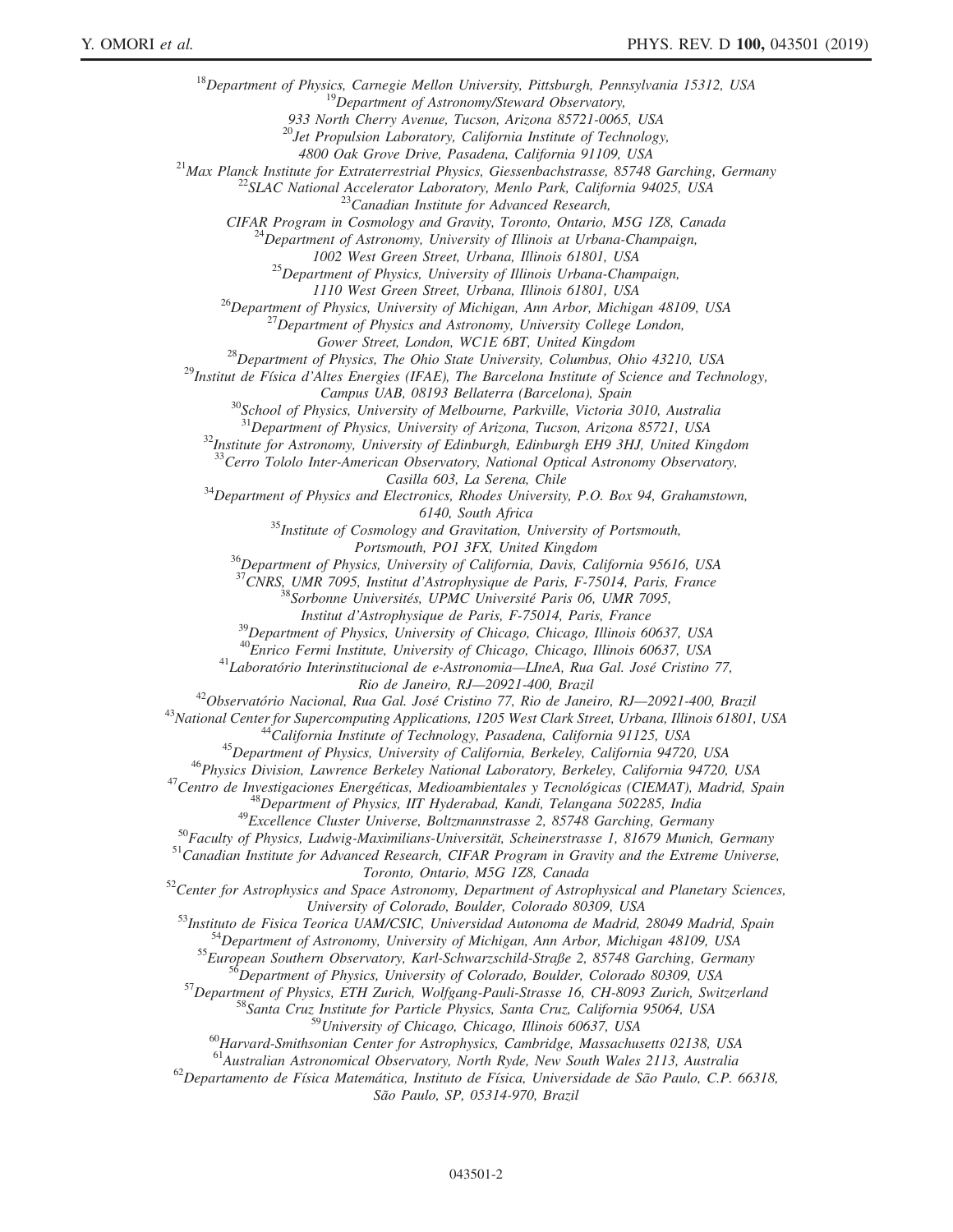[18]Department of Physics, Carnegie Mellon University, Pittsburgh, Pennsylvania 15312, USA
[19]Department of Astronomy/Steward Observatory, 933 North Cherry Avenue, Tucson, Arizona 85721-0065, USA
[20]Jet Propulsion Laboratory, California Institute of Technology, 4800 Oak Grove Drive, Pasadena, California 91109, USA
[21]Max Planck Institute for Extraterrestrial Physics, Giessenbachstrasse, 85748 Garching, Germany
[22]SLAC National Accelerator Laboratory, Menlo Park, California 94025, USA
[23]Canadian Institute for Advanced Research, CIFAR Program in Cosmology and Gravity, Toronto, Ontario, M5G 1Z8, Canada
[24]Department of Astronomy, University of Illinois at Urbana-Champaign, 1002 West Green Street, Urbana, Illinois 61801, USA
[25]Department of Physics, University of Illinois Urbana-Champaign, 1110 West Green Street, Urbana, Illinois 61801, USA
[26]Department of Physics, University of Michigan, Ann Arbor, Michigan 48109, USA
[27]Department of Physics and Astronomy, University College London, Gower Street, London, WC1E 6BT, United Kingdom
[28]Department of Physics, The Ohio State University, Columbus, Ohio 43210, USA
[29]Institut de Física d'Altes Energies (IFAE), The Barcelona Institute of Science and Technology, Campus UAB, 08193 Bellaterra (Barcelona), Spain
[30]School of Physics, University of Melbourne, Parkville, Victoria 3010, Australia
[31]Department of Physics, University of Arizona, Tucson, Arizona 85721, USA
[32]Institute for Astronomy, University of Edinburgh, Edinburgh EH9 3HJ, United Kingdom
[33]Cerro Tololo Inter-American Observatory, National Optical Astronomy Observatory, Casilla 603, La Serena, Chile
[34]Department of Physics and Electronics, Rhodes University, P.O. Box 94, Grahamstown, 6140, South Africa
[35]Institute of Cosmology and Gravitation, University of Portsmouth, Portsmouth, PO1 3FX, United Kingdom
[36]Department of Physics, University of California, Davis, California 95616, USA
[37]CNRS, UMR 7095, Institut d'Astrophysique de Paris, F-75014, Paris, France
[38]Sorbonne Universités, UPMC Université Paris 06, UMR 7095, Institut d'Astrophysique de Paris, F-75014, Paris, France
[39]Department of Physics, University of Chicago, Chicago, Illinois 60637, USA
[40]Enrico Fermi Institute, University of Chicago, Chicago, Illinois 60637, USA
[41]Laboratório Interinstitucional de e-Astronomia—LIneA, Rua Gal. José Cristino 77, Rio de Janeiro, RJ—20921-400, Brazil
[42]Observatório Nacional, Rua Gal. José Cristino 77, Rio de Janeiro, RJ—20921-400, Brazil
[43]National Center for Supercomputing Applications, 1205 West Clark Street, Urbana, Illinois 61801, USA
[44]California Institute of Technology, Pasadena, California 91125, USA
[45]Department of Physics, University of California, Berkeley, California 94720, USA
[46]Physics Division, Lawrence Berkeley National Laboratory, Berkeley, California 94720, USA
[47]Centro de Investigaciones Energéticas, Medioambientales y Tecnológicas (CIEMAT), Madrid, Spain
[48]Department of Physics, IIT Hyderabad, Kandi, Telangana 502285, India
[49]Excellence Cluster Universe, Boltzmannstrasse 2, 85748 Garching, Germany
[50]Faculty of Physics, Ludwig-Maximilians-Universität, Scheinerstrasse 1, 81679 Munich, Germany
[51]Canadian Institute for Advanced Research, CIFAR Program in Gravity and the Extreme Universe, Toronto, Ontario, M5G 1Z8, Canada
[52]Center for Astrophysics and Space Astronomy, Department of Astrophysical and Planetary Sciences, University of Colorado, Boulder, Colorado 80309, USA
[53]Instituto de Fisica Teorica UAM/CSIC, Universidad Autonoma de Madrid, 28049 Madrid, Spain
[54]Department of Astronomy, University of Michigan, Ann Arbor, Michigan 48109, USA
[55]European Southern Observatory, Karl-Schwarzschild-Straße 2, 85748 Garching, Germany
[56]Department of Physics, University of Colorado, Boulder, Colorado 80309, USA
[57]Department of Physics, ETH Zurich, Wolfgang-Pauli-Strasse 16, CH-8093 Zurich, Switzerland
[58]Santa Cruz Institute for Particle Physics, Santa Cruz, California 95064, USA
[59]University of Chicago, Chicago, Illinois 60637, USA
[60]Harvard-Smithsonian Center for Astrophysics, Cambridge, Massachusetts 02138, USA
[61]Australian Astronomical Observatory, North Ryde, New South Wales 2113, Australia
[62]Departamento de Física Matemática, Instituto de Física, Universidade de São Paulo, C.P. 66318, São Paulo, SP, 05314-970, Brazil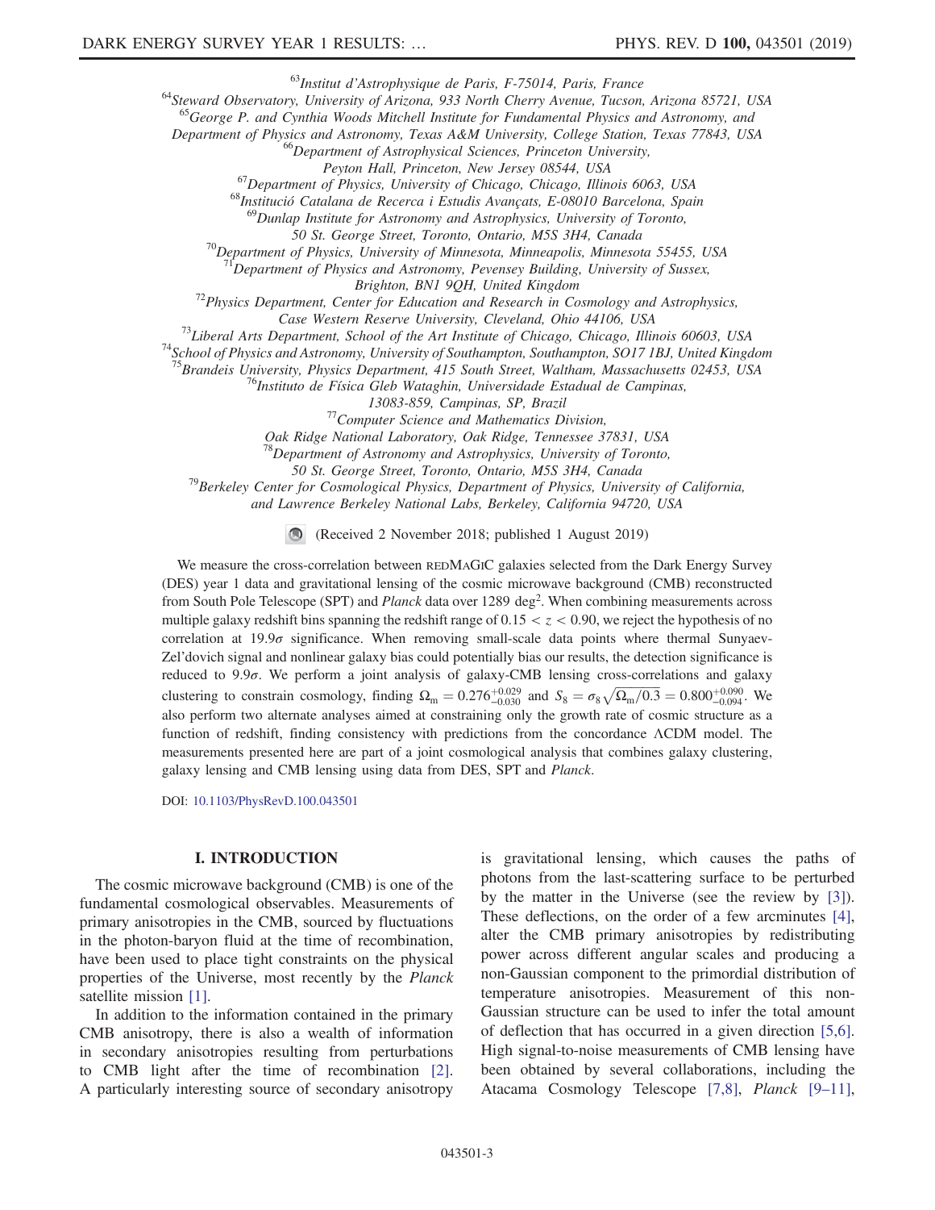[63]Institut d'Astrophysique de Paris, F-75014, Paris, France
[64]Steward Observatory, University of Arizona, 933 North Cherry Avenue, Tucson, Arizona 85721, USA
[65]George P. and Cynthia Woods Mitchell Institute for Fundamental Physics and Astronomy, and Department of Physics and Astronomy, Texas A&M University, College Station, Texas 77843, USA
[66]Department of Astrophysical Sciences, Princeton University, Peyton Hall, Princeton, New Jersey 08544, USA
[67]Department of Physics, University of Chicago, Chicago, Illinois 6063, USA
[68]Institució Catalana de Recerca i Estudis Avançats, E-08010 Barcelona, Spain
[69]Dunlap Institute for Astronomy and Astrophysics, University of Toronto, 50 St. George Street, Toronto, Ontario, M5S 3H4, Canada
[70]Department of Physics, University of Minnesota, Minneapolis, Minnesota 55455, USA
[71]Department of Physics and Astronomy, Pevensey Building, University of Sussex, Brighton, BN1 9QH, United Kingdom
[72]Physics Department, Center for Education and Research in Cosmology and Astrophysics, Case Western Reserve University, Cleveland, Ohio 44106, USA
[73]Liberal Arts Department, School of the Art Institute of Chicago, Chicago, Illinois 60603, USA
[74]School of Physics and Astronomy, University of Southampton, Southampton, SO17 1BJ, United Kingdom
[75]Brandeis University, Physics Department, 415 South Street, Waltham, Massachusetts 02453, USA
[76]Instituto de Física Gleb Wataghin, Universidade Estadual de Campinas, 13083-859, Campinas, SP, Brazil
[77]Computer Science and Mathematics Division, Oak Ridge National Laboratory, Oak Ridge, Tennessee 37831, USA
[78]Department of Astronomy and Astrophysics, University of Toronto, 50 St. George Street, Toronto, Ontario, M5S 3H4, Canada
[79]Berkeley Center for Cosmological Physics, Department of Physics, University of California, and Lawrence Berkeley National Labs, Berkeley, California 94720, USA

(Received 2 November 2018; published 1 August 2019)

We measure the cross-correlation between redMaGiC galaxies selected from the Dark Energy Survey (DES) year 1 data and gravitational lensing of the cosmic microwave background (CMB) reconstructed from South Pole Telescope (SPT) and *Planck* data over 1289 deg$^2$. When combining measurements across multiple galaxy redshift bins spanning the redshift range of $0.15 < z < 0.90$, we reject the hypothesis of no correlation at $19.9\sigma$ significance. When removing small-scale data points where thermal Sunyaev-Zel'dovich signal and nonlinear galaxy bias could potentially bias our results, the detection significance is reduced to $9.9\sigma$. We perform a joint analysis of galaxy-CMB lensing cross-correlations and galaxy clustering to constrain cosmology, finding $\Omega_{\rm m} = 0.276^{+0.029}_{-0.030}$ and $S_8 = \sigma_8\sqrt{\Omega_{\rm m}/0.3} = 0.800^{+0.090}_{-0.094}$. We also perform two alternate analyses aimed at constraining only the growth rate of cosmic structure as a function of redshift, finding consistency with predictions from the concordance ΛCDM model. The measurements presented here are part of a joint cosmological analysis that combines galaxy clustering, galaxy lensing and CMB lensing using data from DES, SPT and *Planck*.

DOI: 10.1103/PhysRevD.100.043501

## I. INTRODUCTION

The cosmic microwave background (CMB) is one of the fundamental cosmological observables. Measurements of primary anisotropies in the CMB, sourced by fluctuations in the photon-baryon fluid at the time of recombination, have been used to place tight constraints on the physical properties of the Universe, most recently by the *Planck* satellite mission [1].

In addition to the information contained in the primary CMB anisotropy, there is also a wealth of information in secondary anisotropies resulting from perturbations to CMB light after the time of recombination [2]. A particularly interesting source of secondary anisotropy is gravitational lensing, which causes the paths of photons from the last-scattering surface to be perturbed by the matter in the Universe (see the review by [3]). These deflections, on the order of a few arcminutes [4], alter the CMB primary anisotropies by redistributing power across different angular scales and producing a non-Gaussian component to the primordial distribution of temperature anisotropies. Measurement of this non-Gaussian structure can be used to infer the total amount of deflection that has occurred in a given direction [5,6]. High signal-to-noise measurements of CMB lensing have been obtained by several collaborations, including the Atacama Cosmology Telescope [7,8], *Planck* [9–11],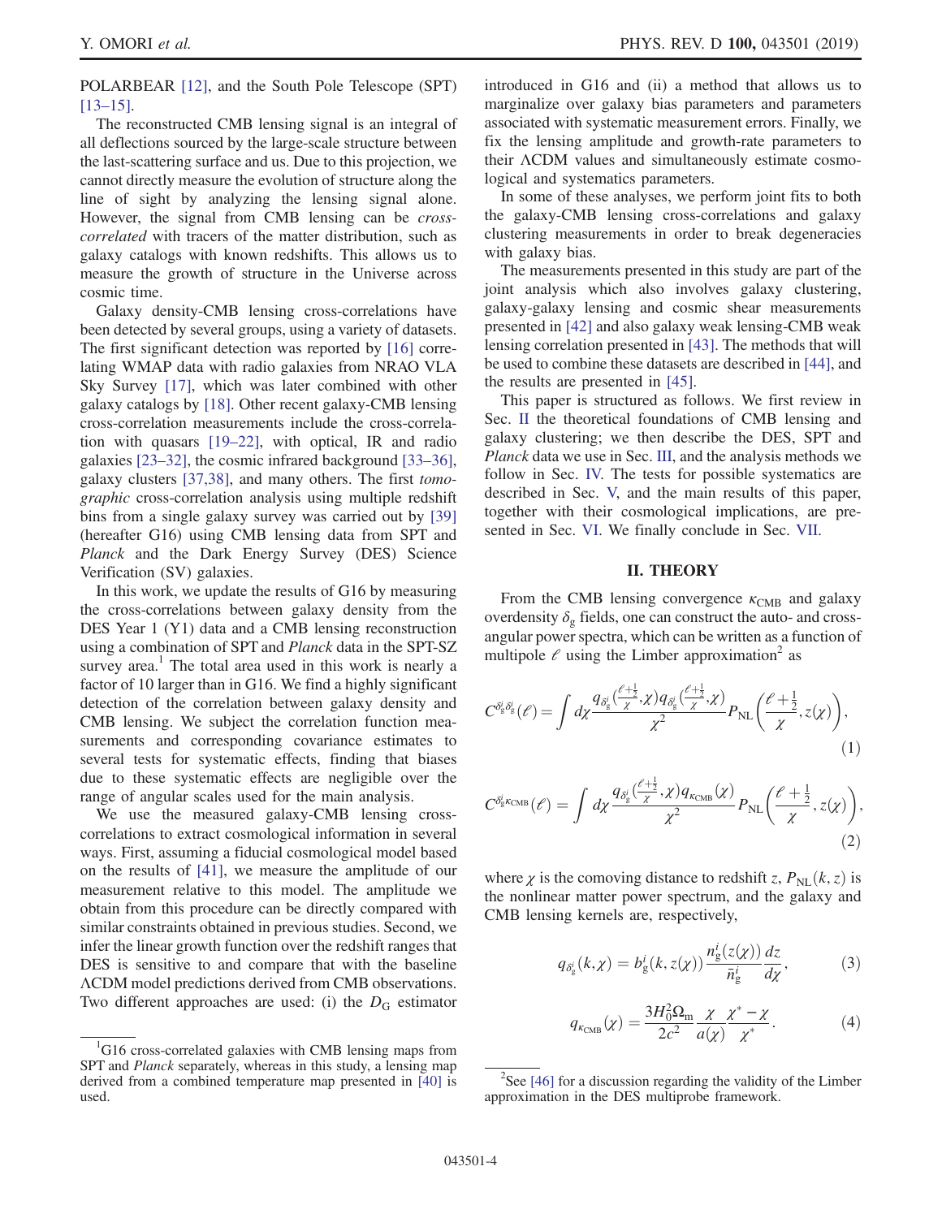POLARBEAR [12], and the South Pole Telescope (SPT) [13–15].

The reconstructed CMB lensing signal is an integral of all deflections sourced by the large-scale structure between the last-scattering surface and us. Due to this projection, we cannot directly measure the evolution of structure along the line of sight by analyzing the lensing signal alone. However, the signal from CMB lensing can be *cross-correlated* with tracers of the matter distribution, such as galaxy catalogs with known redshifts. This allows us to measure the growth of structure in the Universe across cosmic time.

Galaxy density-CMB lensing cross-correlations have been detected by several groups, using a variety of datasets. The first significant detection was reported by [16] correlating WMAP data with radio galaxies from NRAO VLA Sky Survey [17], which was later combined with other galaxy catalogs by [18]. Other recent galaxy-CMB lensing cross-correlation measurements include the cross-correlation with quasars [19–22], with optical, IR and radio galaxies [23–32], the cosmic infrared background [33–36], galaxy clusters [37,38], and many others. The first *tomographic* cross-correlation analysis using multiple redshift bins from a single galaxy survey was carried out by [39] (hereafter G16) using CMB lensing data from SPT and *Planck* and the Dark Energy Survey (DES) Science Verification (SV) galaxies.

In this work, we update the results of G16 by measuring the cross-correlations between galaxy density from the DES Year 1 (Y1) data and a CMB lensing reconstruction using a combination of SPT and *Planck* data in the SPT-SZ survey area.[1] The total area used in this work is nearly a factor of 10 larger than in G16. We find a highly significant detection of the correlation between galaxy density and CMB lensing. We subject the correlation function measurements and corresponding covariance estimates to several tests for systematic effects, finding that biases due to these systematic effects are negligible over the range of angular scales used for the main analysis.

We use the measured galaxy-CMB lensing cross-correlations to extract cosmological information in several ways. First, assuming a fiducial cosmological model based on the results of [41], we measure the amplitude of our measurement relative to this model. The amplitude we obtain from this procedure can be directly compared with similar constraints obtained in previous studies. Second, we infer the linear growth function over the redshift ranges that DES is sensitive to and compare that with the baseline ΛCDM model predictions derived from CMB observations. Two different approaches are used: (i) the $D_G$ estimator introduced in G16 and (ii) a method that allows us to marginalize over galaxy bias parameters and parameters associated with systematic measurement errors. Finally, we fix the lensing amplitude and growth-rate parameters to their ΛCDM values and simultaneously estimate cosmological and systematics parameters.

In some of these analyses, we perform joint fits to both the galaxy-CMB lensing cross-correlations and galaxy clustering measurements in order to break degeneracies with galaxy bias.

The measurements presented in this study are part of the joint analysis which also involves galaxy clustering, galaxy-galaxy lensing and cosmic shear measurements presented in [42] and also galaxy weak lensing-CMB weak lensing correlation presented in [43]. The methods that will be used to combine these datasets are described in [44], and the results are presented in [45].

This paper is structured as follows. We first review in Sec. II the theoretical foundations of CMB lensing and galaxy clustering; we then describe the DES, SPT and *Planck* data we use in Sec. III, and the analysis methods we follow in Sec. IV. The tests for possible systematics are described in Sec. V, and the main results of this paper, together with their cosmological implications, are presented in Sec. VI. We finally conclude in Sec. VII.

[1] G16 cross-correlated galaxies with CMB lensing maps from SPT and *Planck* separately, whereas in this study, a lensing map derived from a combined temperature map presented in [40] is used.

## II. THEORY

From the CMB lensing convergence $\kappa_{\rm CMB}$ and galaxy overdensity $\delta_g$ fields, one can construct the auto- and cross-angular power spectra, which can be written as a function of multipole $\ell$ using the Limber approximation[2] as

$$C^{\delta_g^i \delta_g^i}(\ell) = \int d\chi \frac{q_{\delta_g^i}(\frac{\ell+\frac{1}{2}}{\chi},\chi) q_{\delta_g^i}(\frac{\ell+\frac{1}{2}}{\chi},\chi)}{\chi^2} P_{\rm NL}\left(\frac{\ell+\frac{1}{2}}{\chi}, z(\chi)\right), \tag{1}$$

$$C^{\delta_g^i \kappa_{\rm CMB}}(\ell) = \int d\chi \frac{q_{\delta_g^i}(\frac{\ell+\frac{1}{2}}{\chi},\chi) q_{\kappa_{\rm CMB}}(\chi)}{\chi^2} P_{\rm NL}\left(\frac{\ell+\frac{1}{2}}{\chi}, z(\chi)\right), \tag{2}$$

where $\chi$ is the comoving distance to redshift $z$, $P_{\rm NL}(k,z)$ is the nonlinear matter power spectrum, and the galaxy and CMB lensing kernels are, respectively,

$$q_{\delta_g^i}(k,\chi) = b_g^i(k, z(\chi)) \frac{n_g^i(z(\chi))}{\bar{n}_g^i} \frac{dz}{d\chi}, \tag{3}$$

$$q_{\kappa_{\rm CMB}}(\chi) = \frac{3H_0^2 \Omega_m}{2c^2} \frac{\chi}{a(\chi)} \frac{\chi^* - \chi}{\chi^*}. \tag{4}$$

[2] See [46] for a discussion regarding the validity of the Limber approximation in the DES multiprobe framework.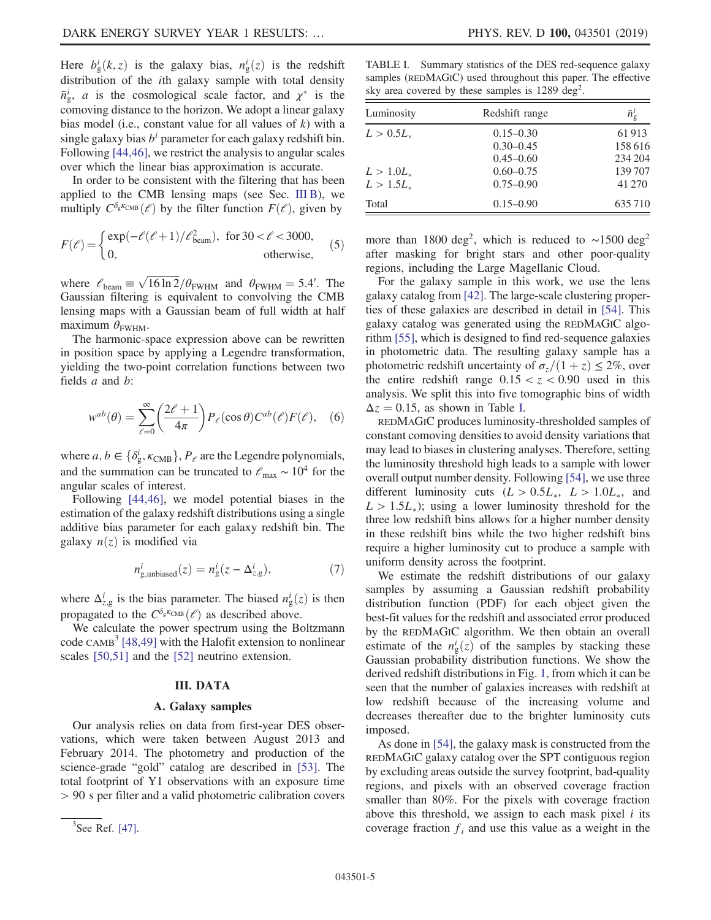Here $b_g^i(k, z)$ is the galaxy bias, $n_g^i(z)$ is the redshift distribution of the $i$th galaxy sample with total density $\bar{n}_g^i$, $a$ is the cosmological scale factor, and $\chi^*$ is the comoving distance to the horizon. We adopt a linear galaxy bias model (i.e., constant value for all values of $k$) with a single galaxy bias $b^i$ parameter for each galaxy redshift bin. Following [44,46], we restrict the analysis to angular scales over which the linear bias approximation is accurate.

In order to be consistent with the filtering that has been applied to the CMB lensing maps (see Sec. III B), we multiply $C^{\delta_g \kappa_{\mathrm{CMB}}}(\ell)$ by the filter function $F(\ell)$, given by

$$F(\ell) = \begin{cases} \exp(-\ell(\ell+1)/\ell_{\mathrm{beam}}^2), & \text{for } 30 < \ell < 3000, \\ 0, & \text{otherwise}, \end{cases} \tag{5}$$

where $\ell_{\mathrm{beam}} \equiv \sqrt{16 \ln 2}/\theta_{\mathrm{FWHM}}$ and $\theta_{\mathrm{FWHM}} = 5.4'$. The Gaussian filtering is equivalent to convolving the CMB lensing maps with a Gaussian beam of full width at half maximum $\theta_{\mathrm{FWHM}}$.

The harmonic-space expression above can be rewritten in position space by applying a Legendre transformation, yielding the two-point correlation functions between two fields $a$ and $b$:

$$w^{ab}(\theta) = \sum_{\ell=0}^{\infty} \left(\frac{2\ell+1}{4\pi}\right) P_\ell(\cos\theta) C^{ab}(\ell) F(\ell), \tag{6}$$

where $a, b \in \{\delta_g^i, \kappa_{\mathrm{CMB}}\}$, $P_\ell$ are the Legendre polynomials, and the summation can be truncated to $\ell_{\max} \sim 10^4$ for the angular scales of interest.

Following [44,46], we model potential biases in the estimation of the galaxy redshift distributions using a single additive bias parameter for each galaxy redshift bin. The galaxy $n(z)$ is modified via

$$n_{\mathrm{g,unbiased}}^i(z) = n_g^i(z - \Delta_{z,\mathrm{g}}^i), \tag{7}$$

where $\Delta_{z,\mathrm{g}}^i$ is the bias parameter. The biased $n_g^i(z)$ is then propagated to the $C^{\delta_g \kappa_{\mathrm{CMB}}}(\ell)$ as described above.

We calculate the power spectrum using the Boltzmann code CAMB[3] [48,49] with the Halofit extension to nonlinear scales [50,51] and the [52] neutrino extension.

## III. DATA

### A. Galaxy samples

Our analysis relies on data from first-year DES observations, which were taken between August 2013 and February 2014. The photometry and production of the science-grade "gold" catalog are described in [53]. The total footprint of Y1 observations with an exposure time $> 90$ s per filter and a valid photometric calibration covers more than 1800 deg$^2$, which is reduced to $\sim$1500 deg$^2$ after masking for bright stars and other poor-quality regions, including the Large Magellanic Cloud.

[3] See Ref. [47].

TABLE I. Summary statistics of the DES red-sequence galaxy samples (REDMAGIC) used throughout this paper. The effective sky area covered by these samples is 1289 deg$^2$.

| Luminosity | Redshift range | $\bar{n}_g^i$ |
|---|---|---|
| $L > 0.5L_*$ | 0.15–0.30 | 61 913 |
| | 0.30–0.45 | 158 616 |
| | 0.45–0.60 | 234 204 |
| $L > 1.0L_*$ | 0.60–0.75 | 139 707 |
| $L > 1.5L_*$ | 0.75–0.90 | 41 270 |
| Total | 0.15–0.90 | 635 710 |

For the galaxy sample in this work, we use the lens galaxy catalog from [42]. The large-scale clustering properties of these galaxies are described in detail in [54]. This galaxy catalog was generated using the REDMAGIC algorithm [55], which is designed to find red-sequence galaxies in photometric data. The resulting galaxy sample has a photometric redshift uncertainty of $\sigma_z/(1+z) \leq 2\%$, over the entire redshift range $0.15 < z < 0.90$ used in this analysis. We split this into five tomographic bins of width $\Delta z = 0.15$, as shown in Table I.

REDMAGIC produces luminosity-thresholded samples of constant comoving densities to avoid density variations that may lead to biases in clustering analyses. Therefore, setting the luminosity threshold high leads to a sample with lower overall output number density. Following [54], we use three different luminosity cuts ($L > 0.5L_*$, $L > 1.0L_*$, and $L > 1.5L_*$); using a lower luminosity threshold for the three low redshift bins allows for a higher number density in these redshift bins while the two higher redshift bins require a higher luminosity cut to produce a sample with uniform density across the footprint.

We estimate the redshift distributions of our galaxy samples by assuming a Gaussian redshift probability distribution function (PDF) for each object given the best-fit values for the redshift and associated error produced by the REDMAGIC algorithm. We then obtain an overall estimate of the $n_g^i(z)$ of the samples by stacking these Gaussian probability distribution functions. We show the derived redshift distributions in Fig. 1, from which it can be seen that the number of galaxies increases with redshift at low redshift because of the increasing volume and decreases thereafter due to the brighter luminosity cuts imposed.

As done in [54], the galaxy mask is constructed from the REDMAGIC galaxy catalog over the SPT contiguous region by excluding areas outside the survey footprint, bad-quality regions, and pixels with an observed coverage fraction smaller than 80%. For the pixels with coverage fraction above this threshold, we assign to each mask pixel $i$ its coverage fraction $f_i$ and use this value as a weight in the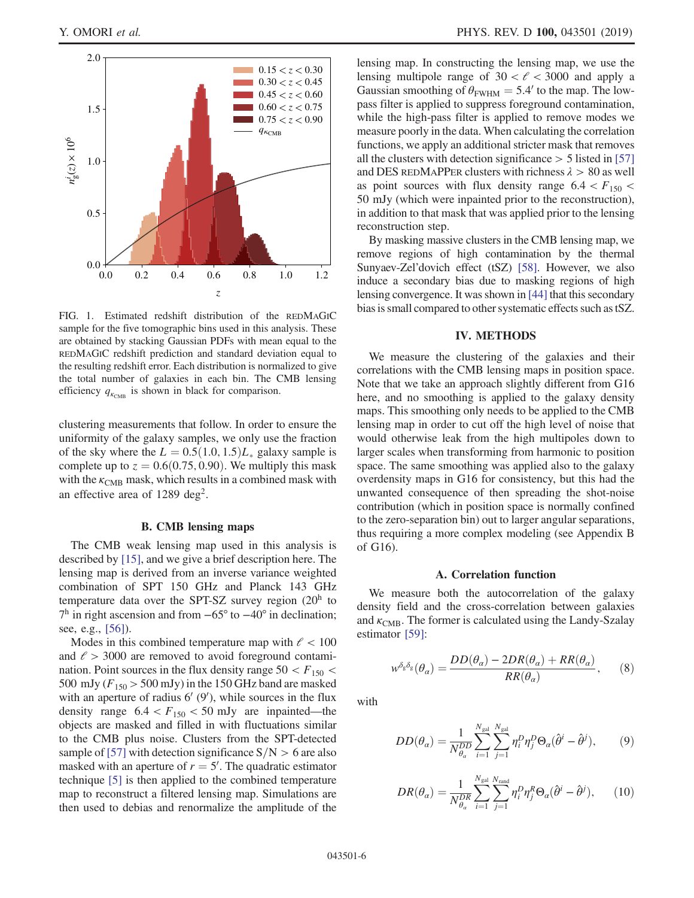FIG. 1. Estimated redshift distribution of the REDMAGIC sample for the five tomographic bins used in this analysis. These are obtained by stacking Gaussian PDFs with mean equal to the REDMAGIC redshift prediction and standard deviation equal to the resulting redshift error. Each distribution is normalized to give the total number of galaxies in each bin. The CMB lensing efficiency $q_{\kappa_{\rm CMB}}$ is shown in black for comparison.

clustering measurements that follow. In order to ensure the uniformity of the galaxy samples, we only use the fraction of the sky where the $L = 0.5(1.0, 1.5)L_*$ galaxy sample is complete up to $z = 0.6(0.75, 0.90)$. We multiply this mask with the $\kappa_{\rm CMB}$ mask, which results in a combined mask with an effective area of 1289 deg$^2$.

### B. CMB lensing maps

The CMB weak lensing map used in this analysis is described by [15], and we give a brief description here. The lensing map is derived from an inverse variance weighted combination of SPT 150 GHz and Planck 143 GHz temperature data over the SPT-SZ survey region ($20^{\rm h}$ to $7^{\rm h}$ in right ascension and from $-65°$ to $-40°$ in declination; see, e.g., [56]).

Modes in this combined temperature map with $\ell < 100$ and $\ell > 3000$ are removed to avoid foreground contamination. Point sources in the flux density range $50 < F_{150} < 500$ mJy ($F_{150} > 500$ mJy) in the 150 GHz band are masked with an aperture of radius $6'$ ($9'$), while sources in the flux density range $6.4 < F_{150} < 50$ mJy are inpainted—the objects are masked and filled in with fluctuations similar to the CMB plus noise. Clusters from the SPT-detected sample of [57] with detection significance $\mathrm{S/N} > 6$ are also masked with an aperture of $r = 5'$. The quadratic estimator technique [5] is then applied to the combined temperature map to reconstruct a filtered lensing map. Simulations are then used to debias and renormalize the amplitude of the lensing map. In constructing the lensing map, we use the lensing multipole range of $30 < \ell < 3000$ and apply a Gaussian smoothing of $\theta_{\rm FWHM} = 5.4'$ to the map. The low-pass filter is applied to suppress foreground contamination, while the high-pass filter is applied to remove modes we measure poorly in the data. When calculating the correlation functions, we apply an additional stricter mask that removes all the clusters with detection significance $> 5$ listed in [57] and DES REDMAPPER clusters with richness $\lambda > 80$ as well as point sources with flux density range $6.4 < F_{150} < 50$ mJy (which were inpainted prior to the reconstruction), in addition to that mask that was applied prior to the lensing reconstruction step.

By masking massive clusters in the CMB lensing map, we remove regions of high contamination by the thermal Sunyaev-Zel'dovich effect (tSZ) [58]. However, we also induce a secondary bias due to masking regions of high lensing convergence. It was shown in [44] that this secondary bias is small compared to other systematic effects such as tSZ.

## IV. METHODS

We measure the clustering of the galaxies and their correlations with the CMB lensing maps in position space. Note that we take an approach slightly different from G16 here, and no smoothing is applied to the galaxy density maps. This smoothing only needs to be applied to the CMB lensing map in order to cut off the high level of noise that would otherwise leak from the high multipoles down to larger scales when transforming from harmonic to position space. The same smoothing was applied also to the galaxy overdensity maps in G16 for consistency, but this had the unwanted consequence of then spreading the shot-noise contribution (which in position space is normally confined to the zero-separation bin) out to larger angular separations, thus requiring a more complex modeling (see Appendix B of G16).

### A. Correlation function

We measure both the autocorrelation of the galaxy density field and the cross-correlation between galaxies and $\kappa_{\rm CMB}$. The former is calculated using the Landy-Szalay estimator [59]:

$$w^{\delta_g \delta_g}(\theta_\alpha) = \frac{DD(\theta_\alpha) - 2DR(\theta_\alpha) + RR(\theta_\alpha)}{RR(\theta_\alpha)}, \tag{8}$$

with

$$DD(\theta_\alpha) = \frac{1}{N_{\theta_\alpha}^{DD}} \sum_{i=1}^{N_{\rm gal}} \sum_{j=1}^{N_{\rm gal}} \eta_i^D \eta_j^D \Theta_\alpha(\hat{\theta}^i - \hat{\theta}^j), \tag{9}$$

$$DR(\theta_\alpha) = \frac{1}{N_{\theta_\alpha}^{DR}} \sum_{i=1}^{N_{\rm gal}} \sum_{j=1}^{N_{\rm rand}} \eta_i^D \eta_j^R \Theta_\alpha(\hat{\theta}^i - \hat{\theta}^j), \tag{10}$$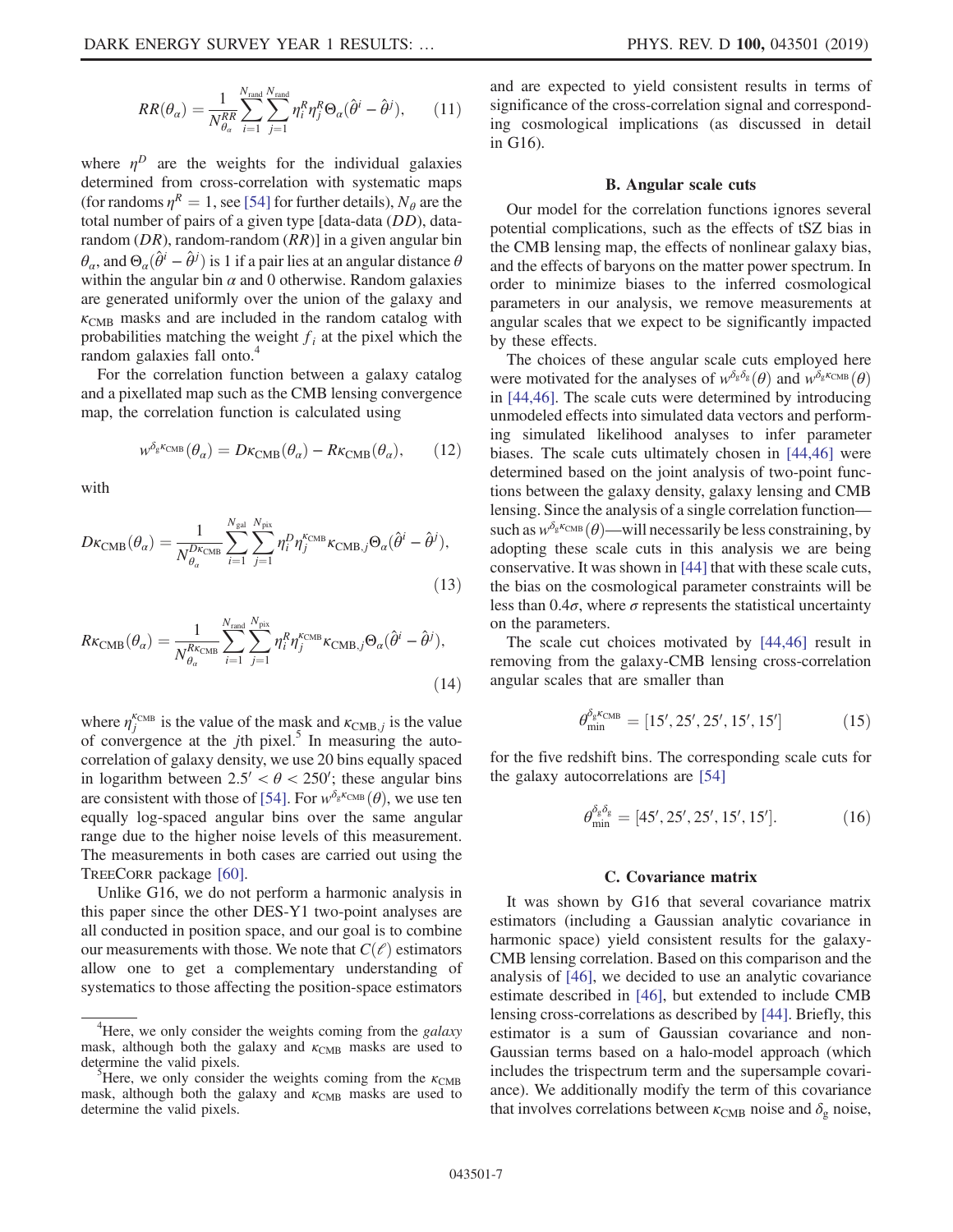$$RR(\theta_\alpha) = \frac{1}{N^{RR}_{\theta_\alpha}} \sum_{i=1}^{N_{\rm rand}} \sum_{j=1}^{N_{\rm rand}} \eta^R_i \eta^R_j \Theta_\alpha(\hat{\theta}^i - \hat{\theta}^j), \qquad (11)$$

where $\eta^D$ are the weights for the individual galaxies determined from cross-correlation with systematic maps (for randoms $\eta^R = 1$, see [54] for further details), $N_\theta$ are the total number of pairs of a given type [data-data ($DD$), data-random ($DR$), random-random ($RR$)] in a given angular bin $\theta_\alpha$, and $\Theta_\alpha(\hat{\theta}^i - \hat{\theta}^j)$ is 1 if a pair lies at an angular distance $\theta$ within the angular bin $\alpha$ and 0 otherwise. Random galaxies are generated uniformly over the union of the galaxy and $\kappa_{\rm CMB}$ masks and are included in the random catalog with probabilities matching the weight $f_i$ at the pixel which the random galaxies fall onto.[4]

For the correlation function between a galaxy catalog and a pixellated map such as the CMB lensing convergence map, the correlation function is calculated using

$$w^{\delta_g \kappa_{\rm CMB}}(\theta_\alpha) = D\kappa_{\rm CMB}(\theta_\alpha) - R\kappa_{\rm CMB}(\theta_\alpha), \qquad (12)$$

with

$$D\kappa_{\rm CMB}(\theta_\alpha) = \frac{1}{N^{D\kappa_{\rm CMB}}_{\theta_\alpha}} \sum_{i=1}^{N_{\rm gal}} \sum_{j=1}^{N_{\rm pix}} \eta^D_i \eta^{\kappa_{\rm CMB}}_j \kappa_{{\rm CMB},j} \Theta_\alpha(\hat{\theta}^i - \hat{\theta}^j), \qquad (13)$$

$$R\kappa_{\rm CMB}(\theta_\alpha) = \frac{1}{N^{R\kappa_{\rm CMB}}_{\theta_\alpha}} \sum_{i=1}^{N_{\rm rand}} \sum_{j=1}^{N_{\rm pix}} \eta^R_i \eta^{\kappa_{\rm CMB}}_j \kappa_{{\rm CMB},j} \Theta_\alpha(\hat{\theta}^i - \hat{\theta}^j), \qquad (14)$$

where $\eta^{\kappa_{\rm CMB}}_j$ is the value of the mask and $\kappa_{{\rm CMB},j}$ is the value of convergence at the $j$th pixel.[5] In measuring the auto-correlation of galaxy density, we use 20 bins equally spaced in logarithm between $2.5' < \theta < 250'$; these angular bins are consistent with those of [54]. For $w^{\delta_g \kappa_{\rm CMB}}(\theta)$, we use ten equally log-spaced angular bins over the same angular range due to the higher noise levels of this measurement. The measurements in both cases are carried out using the TreeCorr package [60].

Unlike G16, we do not perform a harmonic analysis in this paper since the other DES-Y1 two-point analyses are all conducted in position space, and our goal is to combine our measurements with those. We note that $C(\ell)$ estimators allow one to get a complementary understanding of systematics to those affecting the position-space estimators and are expected to yield consistent results in terms of significance of the cross-correlation signal and corresponding cosmological implications (as discussed in detail in G16).

[4] Here, we only consider the weights coming from the *galaxy* mask, although both the galaxy and $\kappa_{\rm CMB}$ masks are used to determine the valid pixels.

[5] Here, we only consider the weights coming from the $\kappa_{\rm CMB}$ mask, although both the galaxy and $\kappa_{\rm CMB}$ masks are used to determine the valid pixels.

### B. Angular scale cuts

Our model for the correlation functions ignores several potential complications, such as the effects of tSZ bias in the CMB lensing map, the effects of nonlinear galaxy bias, and the effects of baryons on the matter power spectrum. In order to minimize biases to the inferred cosmological parameters in our analysis, we remove measurements at angular scales that we expect to be significantly impacted by these effects.

The choices of these angular scale cuts employed here were motivated for the analyses of $w^{\delta_g \delta_g}(\theta)$ and $w^{\delta_g \kappa_{\rm CMB}}(\theta)$ in [44,46]. The scale cuts were determined by introducing unmodeled effects into simulated data vectors and performing simulated likelihood analyses to infer parameter biases. The scale cuts ultimately chosen in [44,46] were determined based on the joint analysis of two-point functions between the galaxy density, galaxy lensing and CMB lensing. Since the analysis of a single correlation function—such as $w^{\delta_g \kappa_{\rm CMB}}(\theta)$—will necessarily be less constraining, by adopting these scale cuts in this analysis we are being conservative. It was shown in [44] that with these scale cuts, the bias on the cosmological parameter constraints will be less than $0.4\sigma$, where $\sigma$ represents the statistical uncertainty on the parameters.

The scale cut choices motivated by [44,46] result in removing from the galaxy-CMB lensing cross-correlation angular scales that are smaller than

$$\theta^{\delta_g \kappa_{\rm CMB}}_{\rm min} = [15', 25', 25', 15', 15'] \qquad (15)$$

for the five redshift bins. The corresponding scale cuts for the galaxy autocorrelations are [54]

$$\theta^{\delta_g \delta_g}_{\rm min} = [45', 25', 25', 15', 15']. \qquad (16)$$

### C. Covariance matrix

It was shown by G16 that several covariance matrix estimators (including a Gaussian analytic covariance in harmonic space) yield consistent results for the galaxy-CMB lensing correlation. Based on this comparison and the analysis of [46], we decided to use an analytic covariance estimate described in [46], but extended to include CMB lensing cross-correlations as described by [44]. Briefly, this estimator is a sum of Gaussian covariance and non-Gaussian terms based on a halo-model approach (which includes the trispectrum term and the supersample covariance). We additionally modify the term of this covariance that involves correlations between $\kappa_{\rm CMB}$ noise and $\delta_g$ noise,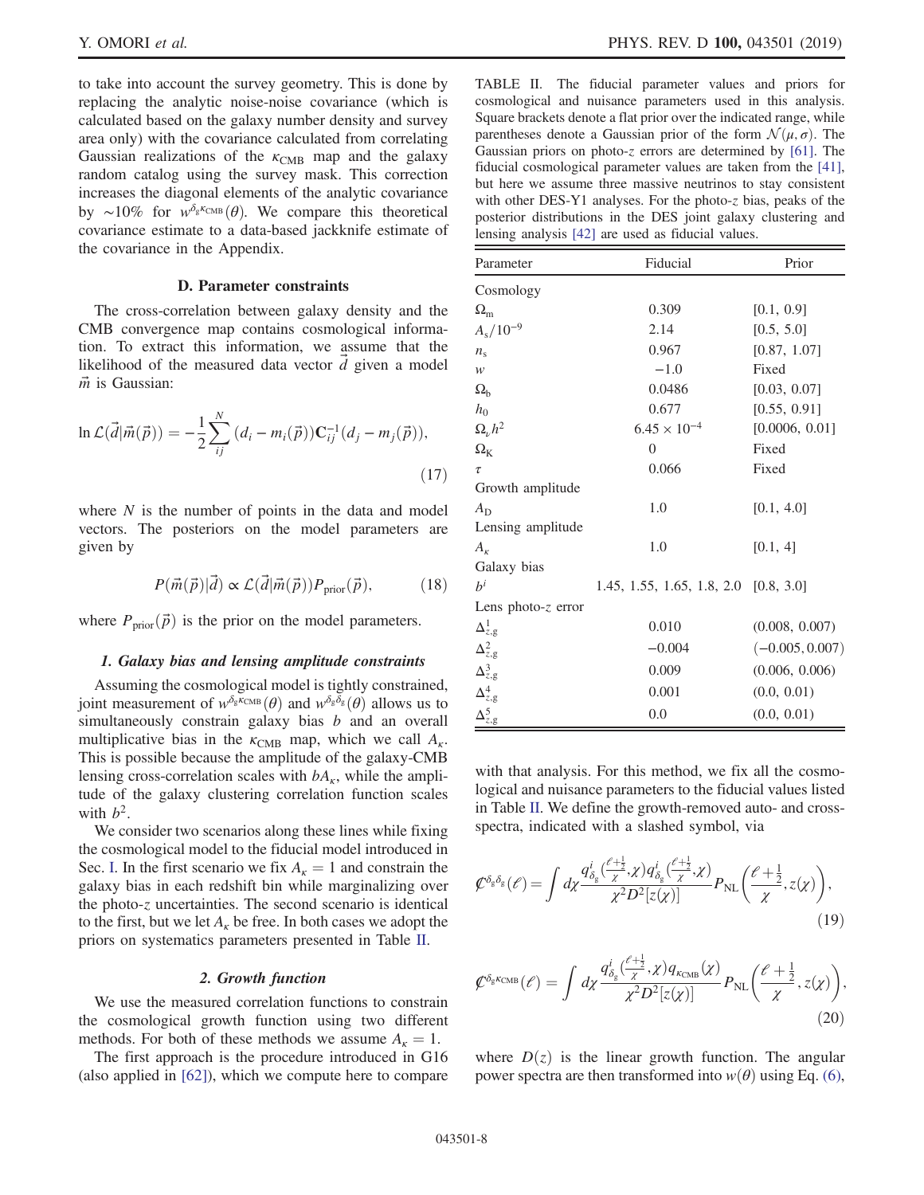to take into account the survey geometry. This is done by replacing the analytic noise-noise covariance (which is calculated based on the galaxy number density and survey area only) with the covariance calculated from correlating Gaussian realizations of the $\kappa_{\rm CMB}$ map and the galaxy random catalog using the survey mask. This correction increases the diagonal elements of the analytic covariance by $\sim 10\%$ for $w^{\delta_g \kappa_{\rm CMB}}(\theta)$. We compare this theoretical covariance estimate to a data-based jackknife estimate of the covariance in the Appendix.

### D. Parameter constraints

The cross-correlation between galaxy density and the CMB convergence map contains cosmological information. To extract this information, we assume that the likelihood of the measured data vector $\vec{d}$ given a model $\vec{m}$ is Gaussian:

$$\ln \mathcal{L}(\vec{d}|\vec{m}(\vec{p})) = -\frac{1}{2}\sum_{ij}^{N}(d_i - m_i(\vec{p}))\mathbf{C}_{ij}^{-1}(d_j - m_j(\vec{p})), \tag{17}$$

where $N$ is the number of points in the data and model vectors. The posteriors on the model parameters are given by

$$P(\vec{m}(\vec{p})|\vec{d}) \propto \mathcal{L}(\vec{d}|\vec{m}(\vec{p}))P_{\rm prior}(\vec{p}), \tag{18}$$

where $P_{\rm prior}(\vec{p})$ is the prior on the model parameters.

#### 1. Galaxy bias and lensing amplitude constraints

Assuming the cosmological model is tightly constrained, joint measurement of $w^{\delta_g \kappa_{\rm CMB}}(\theta)$ and $w^{\delta_g \delta_g}(\theta)$ allows us to simultaneously constrain galaxy bias $b$ and an overall multiplicative bias in the $\kappa_{\rm CMB}$ map, which we call $A_\kappa$. This is possible because the amplitude of the galaxy-CMB lensing cross-correlation scales with $bA_\kappa$, while the amplitude of the galaxy clustering correlation function scales with $b^2$.

We consider two scenarios along these lines while fixing the cosmological model to the fiducial model introduced in Sec. I. In the first scenario we fix $A_\kappa = 1$ and constrain the galaxy bias in each redshift bin while marginalizing over the photo-$z$ uncertainties. The second scenario is identical to the first, but we let $A_\kappa$ be free. In both cases we adopt the priors on systematics parameters presented in Table II.

#### 2. Growth function

We use the measured correlation functions to constrain the cosmological growth function using two different methods. For both of these methods we assume $A_\kappa = 1$.

The first approach is the procedure introduced in G16 (also applied in [62]), which we compute here to compare with that analysis. For this method, we fix all the cosmological and nuisance parameters to the fiducial values listed in Table II. We define the growth-removed auto- and cross-spectra, indicated with a slashed symbol, via

$$\not{C}^{\delta_g\delta_g}(\ell) = \int d\chi \frac{q^i_{\delta_g}(\frac{\ell+\frac{1}{2}}{\chi},\chi)q^i_{\delta_g}(\frac{\ell+\frac{1}{2}}{\chi},\chi)}{\chi^2 D^2[z(\chi)]}P_{\rm NL}\left(\frac{\ell+\frac{1}{2}}{\chi},z(\chi)\right), \tag{19}$$

$$\not{C}^{\delta_g\kappa_{\rm CMB}}(\ell) = \int d\chi \frac{q^i_{\delta_g}(\frac{\ell+\frac{1}{2}}{\chi},\chi)q_{\kappa_{\rm CMB}}(\chi)}{\chi^2 D^2[z(\chi)]}P_{\rm NL}\left(\frac{\ell+\frac{1}{2}}{\chi},z(\chi)\right), \tag{20}$$

where $D(z)$ is the linear growth function. The angular power spectra are then transformed into $w(\theta)$ using Eq. (6),

TABLE II. The fiducial parameter values and priors for cosmological and nuisance parameters used in this analysis. Square brackets denote a flat prior over the indicated range, while parentheses denote a Gaussian prior of the form $\mathcal{N}(\mu, \sigma)$. The Gaussian priors on photo-$z$ errors are determined by [61]. The fiducial cosmological parameter values are taken from the [41], but here we assume three massive neutrinos to stay consistent with other DES-Y1 analyses. For the photo-$z$ bias, peaks of the posterior distributions in the DES joint galaxy clustering and lensing analysis [42] are used as fiducial values.

| Parameter | Fiducial | Prior |
|---|---|---|
| Cosmology | | |
| $\Omega_{\rm m}$ | 0.309 | [0.1, 0.9] |
| $A_{\rm s}/10^{-9}$ | 2.14 | [0.5, 5.0] |
| $n_{\rm s}$ | 0.967 | [0.87, 1.07] |
| $w$ | $-1.0$ | Fixed |
| $\Omega_{\rm b}$ | 0.0486 | [0.03, 0.07] |
| $h_0$ | 0.677 | [0.55, 0.91] |
| $\Omega_\nu h^2$ | $6.45\times10^{-4}$ | [0.0006, 0.01] |
| $\Omega_{\rm K}$ | 0 | Fixed |
| $\tau$ | 0.066 | Fixed |
| Growth amplitude | | |
| $A_{\rm D}$ | 1.0 | [0.1, 4.0] |
| Lensing amplitude | | |
| $A_\kappa$ | 1.0 | [0.1, 4] |
| Galaxy bias | | |
| $b^i$ | 1.45, 1.55, 1.65, 1.8, 2.0 | [0.8, 3.0] |
| Lens photo-$z$ error | | |
| $\Delta^1_{z,{\rm g}}$ | 0.010 | (0.008, 0.007) |
| $\Delta^2_{z,{\rm g}}$ | $-0.004$ | $(-0.005, 0.007)$ |
| $\Delta^3_{z,{\rm g}}$ | 0.009 | (0.006, 0.006) |
| $\Delta^4_{z,{\rm g}}$ | 0.001 | (0.0, 0.01) |
| $\Delta^5_{z,{\rm g}}$ | 0.0 | (0.0, 0.01) |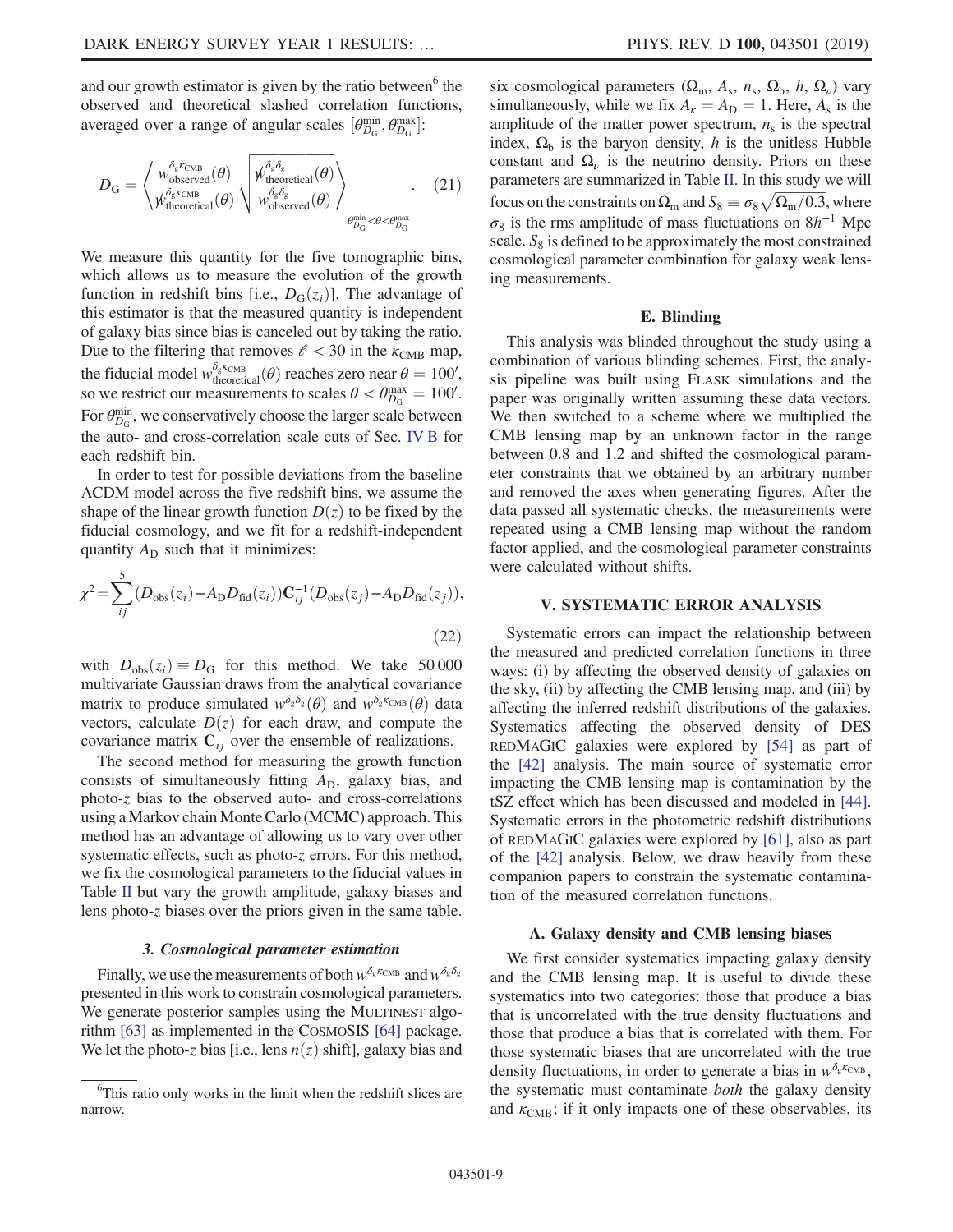and our growth estimator is given by the ratio between[6] the observed and theoretical slashed correlation functions, averaged over a range of angular scales $[\theta_{D_G}^{\min}, \theta_{D_G}^{\max}]$:

$$D_G = \left\langle \frac{w_{\rm observed}^{\delta_g \kappa_{\rm CMB}}(\theta)}{\not{w}_{\rm theoretical}^{\delta_g \kappa_{\rm CMB}}(\theta)} \sqrt{\frac{\not{w}_{\rm theoretical}^{\delta_g \delta_g}(\theta)}{w_{\rm observed}^{\delta_g \delta_g}(\theta)}} \right\rangle_{\theta_{D_G}^{\min} < \theta < \theta_{D_G}^{\max}}. \quad (21)$$

We measure this quantity for the five tomographic bins, which allows us to measure the evolution of the growth function in redshift bins [i.e., $D_G(z_i)$]. The advantage of this estimator is that the measured quantity is independent of galaxy bias since bias is canceled out by taking the ratio. Due to the filtering that removes $\ell < 30$ in the $\kappa_{\rm CMB}$ map, the fiducial model $w_{\rm theoretical}^{\delta_g \kappa_{\rm CMB}}(\theta)$ reaches zero near $\theta = 100'$, so we restrict our measurements to scales $\theta < \theta_{D_G}^{\max} = 100'$. For $\theta_{D_G}^{\min}$, we conservatively choose the larger scale between the auto- and cross-correlation scale cuts of Sec. IV B for each redshift bin.

In order to test for possible deviations from the baseline ΛCDM model across the five redshift bins, we assume the shape of the linear growth function $D(z)$ to be fixed by the fiducial cosmology, and we fit for a redshift-independent quantity $A_D$ such that it minimizes:

$$\chi^2 = \sum_{ij}^{5} (D_{\rm obs}(z_i) - A_D D_{\rm fid}(z_i)) \mathbf{C}_{ij}^{-1} (D_{\rm obs}(z_j) - A_D D_{\rm fid}(z_j)), \quad (22)$$

with $D_{\rm obs}(z_i) \equiv D_G$ for this method. We take 50 000 multivariate Gaussian draws from the analytical covariance matrix to produce simulated $w^{\delta_g \delta_g}(\theta)$ and $w^{\delta_g \kappa_{\rm CMB}}(\theta)$ data vectors, calculate $D(z)$ for each draw, and compute the covariance matrix $\mathbf{C}_{ij}$ over the ensemble of realizations.

The second method for measuring the growth function consists of simultaneously fitting $A_D$, galaxy bias, and photo-$z$ bias to the observed auto- and cross-correlations using a Markov chain Monte Carlo (MCMC) approach. This method has an advantage of allowing us to vary over other systematic effects, such as photo-$z$ errors. For this method, we fix the cosmological parameters to the fiducial values in Table II but vary the growth amplitude, galaxy biases and lens photo-$z$ biases over the priors given in the same table.

#### 3. Cosmological parameter estimation

Finally, we use the measurements of both $w^{\delta_g \kappa_{\rm CMB}}$ and $w^{\delta_g \delta_g}$ presented in this work to constrain cosmological parameters. We generate posterior samples using the MULTINEST algorithm [63] as implemented in the COSMOSIS [64] package. We let the photo-$z$ bias [i.e., lens $n(z)$ shift], galaxy bias and six cosmological parameters ($\Omega_m$, $A_s$, $n_s$, $\Omega_b$, $h$, $\Omega_\nu$) vary simultaneously, while we fix $A_\kappa = A_D = 1$. Here, $A_s$ is the amplitude of the matter power spectrum, $n_s$ is the spectral index, $\Omega_b$ is the baryon density, $h$ is the unitless Hubble constant and $\Omega_\nu$ is the neutrino density. Priors on these parameters are summarized in Table II. In this study we will focus on the constraints on $\Omega_m$ and $S_8 \equiv \sigma_8 \sqrt{\Omega_m/0.3}$, where $\sigma_8$ is the rms amplitude of mass fluctuations on $8h^{-1}$ Mpc scale. $S_8$ is defined to be approximately the most constrained cosmological parameter combination for galaxy weak lensing measurements.

### E. Blinding

This analysis was blinded throughout the study using a combination of various blinding schemes. First, the analysis pipeline was built using FLASK simulations and the paper was originally written assuming these data vectors. We then switched to a scheme where we multiplied the CMB lensing map by an unknown factor in the range between 0.8 and 1.2 and shifted the cosmological parameter constraints that we obtained by an arbitrary number and removed the axes when generating figures. After the data passed all systematic checks, the measurements were repeated using a CMB lensing map without the random factor applied, and the cosmological parameter constraints were calculated without shifts.

## V. SYSTEMATIC ERROR ANALYSIS

Systematic errors can impact the relationship between the measured and predicted correlation functions in three ways: (i) by affecting the observed density of galaxies on the sky, (ii) by affecting the CMB lensing map, and (iii) by affecting the inferred redshift distributions of the galaxies. Systematics affecting the observed density of DES REDMAGIC galaxies were explored by [54] as part of the [42] analysis. The main source of systematic error impacting the CMB lensing map is contamination by the tSZ effect which has been discussed and modeled in [44]. Systematic errors in the photometric redshift distributions of REDMAGIC galaxies were explored by [61], also as part of the [42] analysis. Below, we draw heavily from these companion papers to constrain the systematic contamination of the measured correlation functions.

### A. Galaxy density and CMB lensing biases

We first consider systematics impacting galaxy density and the CMB lensing map. It is useful to divide these systematics into two categories: those that produce a bias that is uncorrelated with the true density fluctuations and those that produce a bias that is correlated with them. For those systematic biases that are uncorrelated with the true density fluctuations, in order to generate a bias in $w^{\delta_g \kappa_{\rm CMB}}$, the systematic must contaminate *both* the galaxy density and $\kappa_{\rm CMB}$; if it only impacts one of these observables, its

[6] This ratio only works in the limit when the redshift slices are narrow.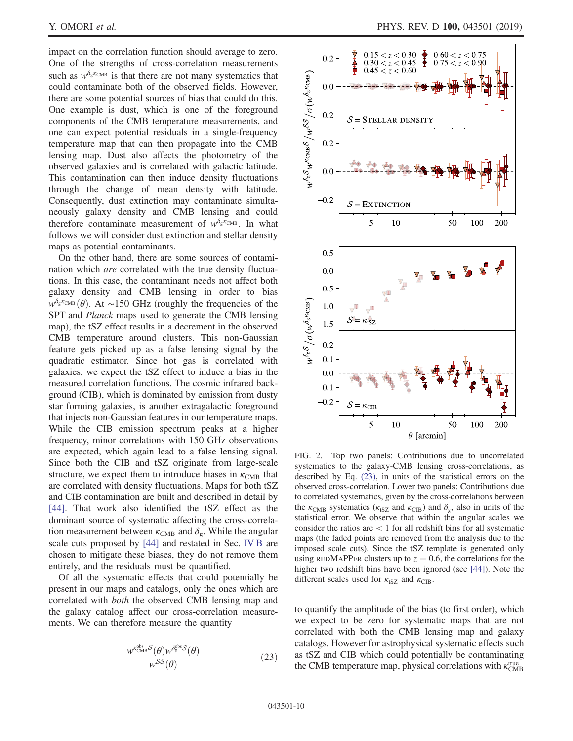impact on the correlation function should average to zero. One of the strengths of cross-correlation measurements such as $w^{\delta_g \kappa_{\rm CMB}}$ is that there are not many systematics that could contaminate both of the observed fields. However, there are some potential sources of bias that could do this. One example is dust, which is one of the foreground components of the CMB temperature measurements, and one can expect potential residuals in a single-frequency temperature map that can then propagate into the CMB lensing map. Dust also affects the photometry of the observed galaxies and is correlated with galactic latitude. This contamination can then induce density fluctuations through the change of mean density with latitude. Consequently, dust extinction may contaminate simultaneously galaxy density and CMB lensing and could therefore contaminate measurement of $w^{\delta_g \kappa_{\rm CMB}}$. In what follows we will consider dust extinction and stellar density maps as potential contaminants.

On the other hand, there are some sources of contamination which *are* correlated with the true density fluctuations. In this case, the contaminant needs not affect both galaxy density and CMB lensing in order to bias $w^{\delta_g \kappa_{\rm CMB}}(\theta)$. At ∼150 GHz (roughly the frequencies of the SPT and *Planck* maps used to generate the CMB lensing map), the tSZ effect results in a decrement in the observed CMB temperature around clusters. This non-Gaussian feature gets picked up as a false lensing signal by the quadratic estimator. Since hot gas is correlated with galaxies, we expect the tSZ effect to induce a bias in the measured correlation functions. The cosmic infrared background (CIB), which is dominated by emission from dusty star forming galaxies, is another extragalactic foreground that injects non-Gaussian features in our temperature maps. While the CIB emission spectrum peaks at a higher frequency, minor correlations with 150 GHz observations are expected, which again lead to a false lensing signal. Since both the CIB and tSZ originate from large-scale structure, we expect them to introduce biases in $\kappa_{\rm CMB}$ that are correlated with density fluctuations. Maps for both tSZ and CIB contamination are built and described in detail by [44]. That work also identified the tSZ effect as the dominant source of systematic affecting the cross-correlation measurement between $\kappa_{\rm CMB}$ and $\delta_g$. While the angular scale cuts proposed by [44] and restated in Sec. IV B are chosen to mitigate these biases, they do not remove them entirely, and the residuals must be quantified.

Of all the systematic effects that could potentially be present in our maps and catalogs, only the ones which are correlated with *both* the observed CMB lensing map and the galaxy catalog affect our cross-correlation measurements. We can therefore measure the quantity

$$\frac{w^{\kappa_{\rm CMB}^{\rm obs}\mathcal{S}}(\theta)\, w^{\delta_g^{\rm obs}\mathcal{S}}(\theta)}{w^{\mathcal{S}\mathcal{S}}(\theta)} \tag{23}$$

FIG. 2. Top two panels: Contributions due to uncorrelated systematics to the galaxy-CMB lensing cross-correlations, as described by Eq. (23), in units of the statistical errors on the observed cross-correlation. Lower two panels: Contributions due to correlated systematics, given by the cross-correlations between the $\kappa_{\rm CMB}$ systematics ($\kappa_{\rm tSZ}$ and $\kappa_{\rm CIB}$) and $\delta_g$, also in units of the statistical error. We observe that within the angular scales we consider the ratios are < 1 for all redshift bins for all systematic maps (the faded points are removed from the analysis due to the imposed scale cuts). Since the tSZ template is generated only using REDMAPPER clusters up to $z = 0.6$, the correlations for the higher two redshift bins have been ignored (see [44]). Note the different scales used for $\kappa_{\rm tSZ}$ and $\kappa_{\rm CIB}$.

to quantify the amplitude of the bias (to first order), which we expect to be zero for systematic maps that are not correlated with both the CMB lensing map and galaxy catalogs. However for astrophysical systematic effects such as tSZ and CIB which could potentially be contaminating the CMB temperature map, physical correlations with $\kappa_{\rm CMB}^{\rm true}$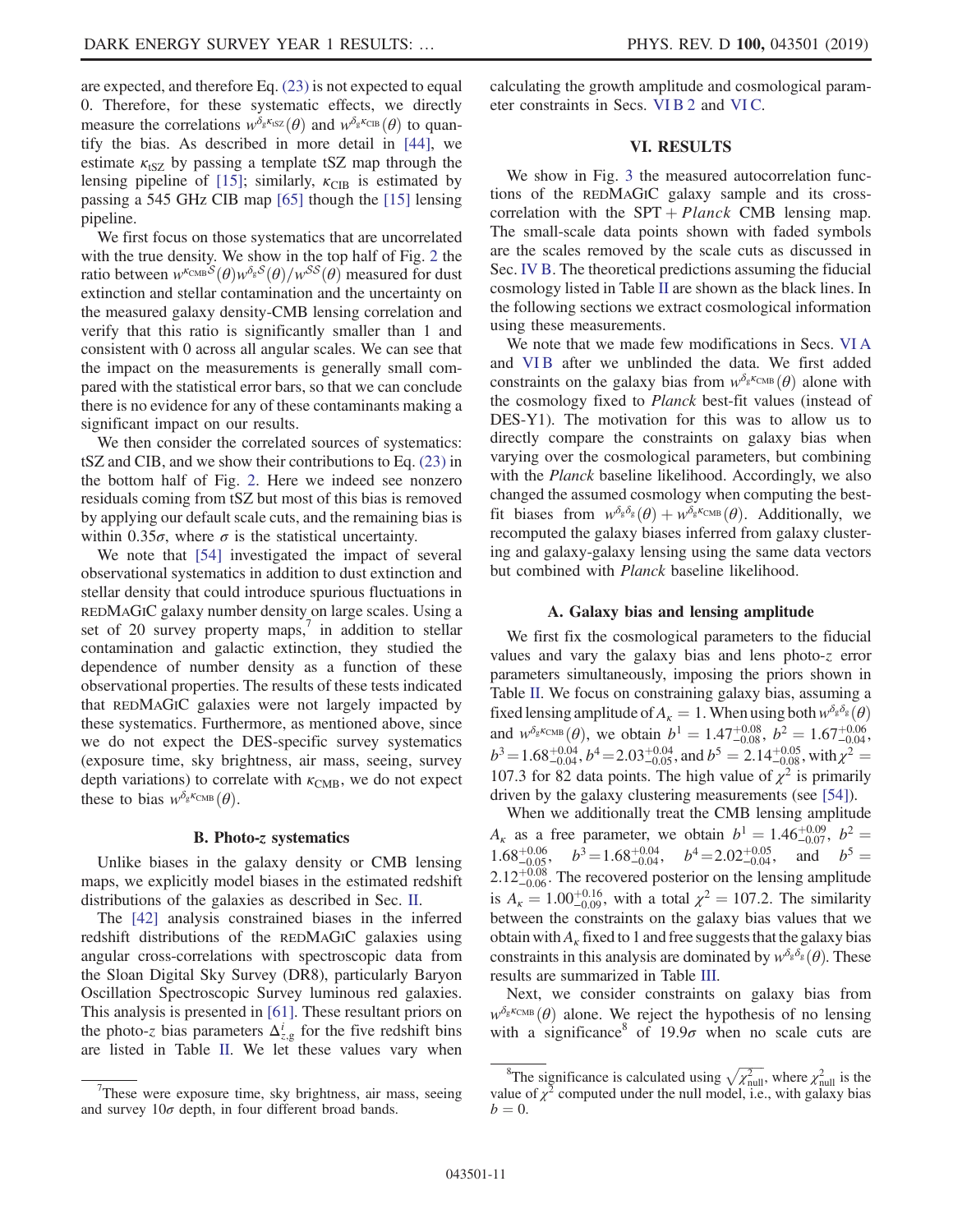are expected, and therefore Eq. (23) is not expected to equal 0. Therefore, for these systematic effects, we directly measure the correlations $w^{\delta_g \kappa_{\rm tSZ}}(\theta)$ and $w^{\delta_g \kappa_{\rm CIB}}(\theta)$ to quantify the bias. As described in more detail in [44], we estimate $\kappa_{\rm tSZ}$ by passing a template tSZ map through the lensing pipeline of [15]; similarly, $\kappa_{\rm CIB}$ is estimated by passing a 545 GHz CIB map [65] though the [15] lensing pipeline.

We first focus on those systematics that are uncorrelated with the true density. We show in the top half of Fig. 2 the ratio between $w^{\kappa_{\rm CMB} \mathcal{S}}(\theta) w^{\delta_g \mathcal{S}}(\theta)/w^{\mathcal{S}\mathcal{S}}(\theta)$ measured for dust extinction and stellar contamination and the uncertainty on the measured galaxy density-CMB lensing correlation and verify that this ratio is significantly smaller than 1 and consistent with 0 across all angular scales. We can see that the impact on the measurements is generally small compared with the statistical error bars, so that we can conclude there is no evidence for any of these contaminants making a significant impact on our results.

We then consider the correlated sources of systematics: tSZ and CIB, and we show their contributions to Eq. (23) in the bottom half of Fig. 2. Here we indeed see nonzero residuals coming from tSZ but most of this bias is removed by applying our default scale cuts, and the remaining bias is within $0.35\sigma$, where $\sigma$ is the statistical uncertainty.

We note that [54] investigated the impact of several observational systematics in addition to dust extinction and stellar density that could introduce spurious fluctuations in REDMAGIC galaxy number density on large scales. Using a set of 20 survey property maps,[7] in addition to stellar contamination and galactic extinction, they studied the dependence of number density as a function of these observational properties. The results of these tests indicated that REDMAGIC galaxies were not largely impacted by these systematics. Furthermore, as mentioned above, since we do not expect the DES-specific survey systematics (exposure time, sky brightness, air mass, seeing, survey depth variations) to correlate with $\kappa_{\rm CMB}$, we do not expect these to bias $w^{\delta_g \kappa_{\rm CMB}}(\theta)$.

### B. Photo-$z$ systematics

Unlike biases in the galaxy density or CMB lensing maps, we explicitly model biases in the estimated redshift distributions of the galaxies as described in Sec. II.

The [42] analysis constrained biases in the inferred redshift distributions of the REDMAGIC galaxies using angular cross-correlations with spectroscopic data from the Sloan Digital Sky Survey (DR8), particularly Baryon Oscillation Spectroscopic Survey luminous red galaxies. This analysis is presented in [61]. These resultant priors on the photo-$z$ bias parameters $\Delta^i_{z,\rm g}$ for the five redshift bins are listed in Table II. We let these values vary when calculating the growth amplitude and cosmological parameter constraints in Secs. VI B 2 and VI C.

[7] These were exposure time, sky brightness, air mass, seeing and survey $10\sigma$ depth, in four different broad bands.

## VI. RESULTS

We show in Fig. 3 the measured autocorrelation functions of the REDMAGIC galaxy sample and its cross-correlation with the SPT + *Planck* CMB lensing map. The small-scale data points shown with faded symbols are the scales removed by the scale cuts as discussed in Sec. IV B. The theoretical predictions assuming the fiducial cosmology listed in Table II are shown as the black lines. In the following sections we extract cosmological information using these measurements.

We note that we made few modifications in Secs. VI A and VI B after we unblinded the data. We first added constraints on the galaxy bias from $w^{\delta_g \kappa_{\rm CMB}}(\theta)$ alone with the cosmology fixed to *Planck* best-fit values (instead of DES-Y1). The motivation for this was to allow us to directly compare the constraints on galaxy bias when varying over the cosmological parameters, but combining with the *Planck* baseline likelihood. Accordingly, we also changed the assumed cosmology when computing the best-fit biases from $w^{\delta_g \delta_g}(\theta) + w^{\delta_g \kappa_{\rm CMB}}(\theta)$. Additionally, we recomputed the galaxy biases inferred from galaxy clustering and galaxy-galaxy lensing using the same data vectors but combined with *Planck* baseline likelihood.

### A. Galaxy bias and lensing amplitude

We first fix the cosmological parameters to the fiducial values and vary the galaxy bias and lens photo-$z$ error parameters simultaneously, imposing the priors shown in Table II. We focus on constraining galaxy bias, assuming a fixed lensing amplitude of $A_\kappa = 1$. When using both $w^{\delta_g \delta_g}(\theta)$ and $w^{\delta_g \kappa_{\rm CMB}}(\theta)$, we obtain $b^1 = 1.47^{+0.08}_{-0.08}$, $b^2 = 1.67^{+0.06}_{-0.04}$, $b^3 = 1.68^{+0.04}_{-0.04}$, $b^4 = 2.03^{+0.04}_{-0.05}$, and $b^5 = 2.14^{+0.05}_{-0.08}$, with $\chi^2 = 107.3$ for 82 data points. The high value of $\chi^2$ is primarily driven by the galaxy clustering measurements (see [54]).

When we additionally treat the CMB lensing amplitude $A_\kappa$ as a free parameter, we obtain $b^1 = 1.46^{+0.09}_{-0.07}$, $b^2 = 1.68^{+0.06}_{-0.05}$, $b^3 = 1.68^{+0.04}_{-0.04}$, $b^4 = 2.02^{+0.05}_{-0.04}$, and $b^5 = 2.12^{+0.08}_{-0.06}$. The recovered posterior on the lensing amplitude is $A_\kappa = 1.00^{+0.16}_{-0.09}$, with a total $\chi^2 = 107.2$. The similarity between the constraints on the galaxy bias values that we obtain with $A_\kappa$ fixed to 1 and free suggests that the galaxy bias constraints in this analysis are dominated by $w^{\delta_g \delta_g}(\theta)$. These results are summarized in Table III.

Next, we consider constraints on galaxy bias from $w^{\delta_g \kappa_{\rm CMB}}(\theta)$ alone. We reject the hypothesis of no lensing with a significance[8] of $19.9\sigma$ when no scale cuts are

[8] The significance is calculated using $\sqrt{\chi^2_{\rm null}}$, where $\chi^2_{\rm null}$ is the value of $\chi^2$ computed under the null model, i.e., with galaxy bias $b = 0$.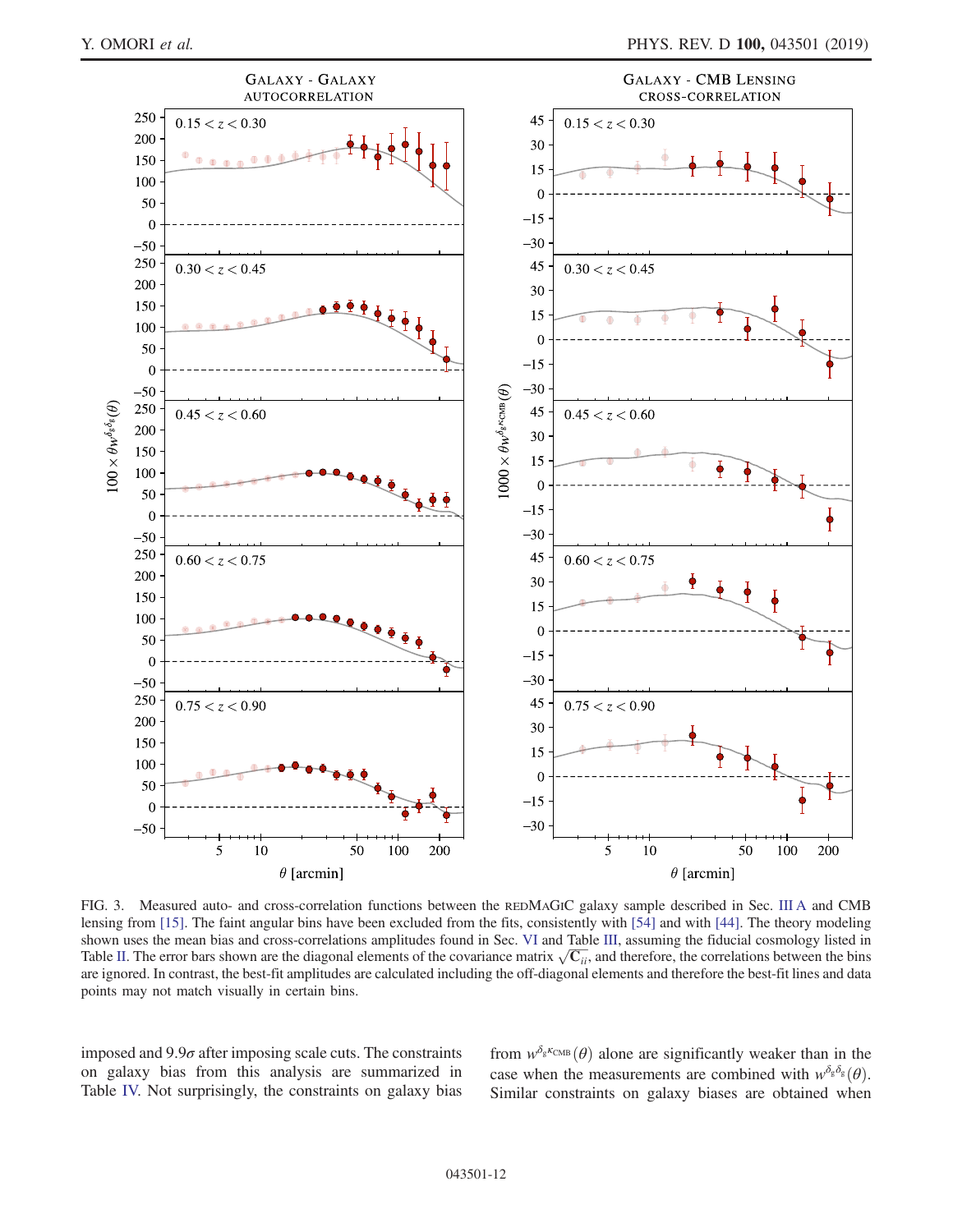FIG. 3. Measured auto- and cross-correlation functions between the redMaGiC galaxy sample described in Sec. III A and CMB lensing from [15]. The faint angular bins have been excluded from the fits, consistently with [54] and with [44]. The theory modeling shown uses the mean bias and cross-correlations amplitudes found in Sec. VI and Table III, assuming the fiducial cosmology listed in Table II. The error bars shown are the diagonal elements of the covariance matrix $\sqrt{\mathbf{C}_{ii}}$, and therefore, the correlations between the bins are ignored. In contrast, the best-fit amplitudes are calculated including the off-diagonal elements and therefore the best-fit lines and data points may not match visually in certain bins.

imposed and $9.9\sigma$ after imposing scale cuts. The constraints on galaxy bias from this analysis are summarized in Table IV. Not surprisingly, the constraints on galaxy bias from $w^{\delta_g \kappa_{\rm CMB}}(\theta)$ alone are significantly weaker than in the case when the measurements are combined with $w^{\delta_g \delta_g}(\theta)$. Similar constraints on galaxy biases are obtained when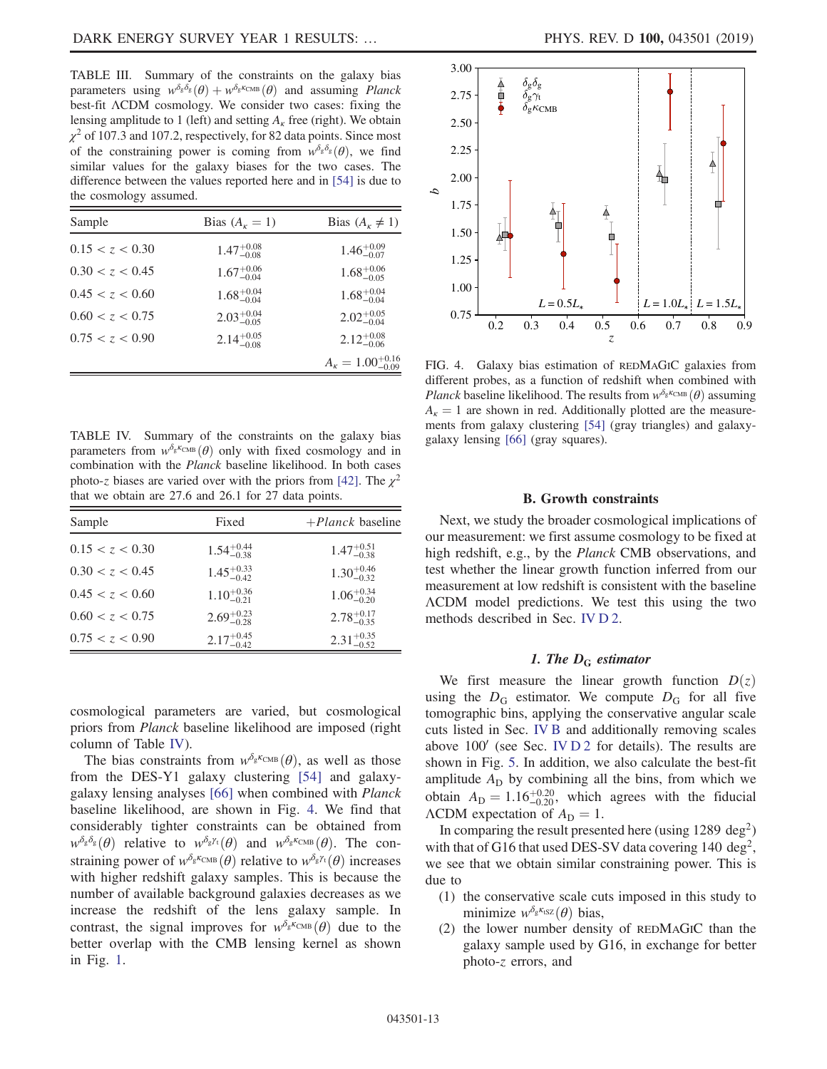TABLE III. Summary of the constraints on the galaxy bias parameters using $w^{\delta_g\delta_g}(\theta) + w^{\delta_g\kappa_{\rm CMB}}(\theta)$ and assuming *Planck* best-fit ΛCDM cosmology. We consider two cases: fixing the lensing amplitude to 1 (left) and setting $A_\kappa$ free (right). We obtain $\chi^2$ of 107.3 and 107.2, respectively, for 82 data points. Since most of the constraining power is coming from $w^{\delta_g\delta_g}(\theta)$, we find similar values for the galaxy biases for the two cases. The difference between the values reported here and in [54] is due to the cosmology assumed.

| Sample | Bias ($A_\kappa = 1$) | Bias ($A_\kappa \neq 1$) |
|---|---|---|
| $0.15 < z < 0.30$ | $1.47^{+0.08}_{-0.08}$ | $1.46^{+0.09}_{-0.07}$ |
| $0.30 < z < 0.45$ | $1.67^{+0.06}_{-0.04}$ | $1.68^{+0.06}_{-0.05}$ |
| $0.45 < z < 0.60$ | $1.68^{+0.04}_{-0.04}$ | $1.68^{+0.04}_{-0.04}$ |
| $0.60 < z < 0.75$ | $2.03^{+0.04}_{-0.05}$ | $2.02^{+0.05}_{-0.04}$ |
| $0.75 < z < 0.90$ | $2.14^{+0.05}_{-0.08}$ | $2.12^{+0.08}_{-0.06}$ |
| | | $A_\kappa = 1.00^{+0.16}_{-0.09}$ |

TABLE IV. Summary of the constraints on the galaxy bias parameters from $w^{\delta_g\kappa_{\rm CMB}}(\theta)$ only with fixed cosmology and in combination with the *Planck* baseline likelihood. In both cases photo-$z$ biases are varied over with the priors from [42]. The $\chi^2$ that we obtain are 27.6 and 26.1 for 27 data points.

| Sample | Fixed | +*Planck* baseline |
|---|---|---|
| $0.15 < z < 0.30$ | $1.54^{+0.44}_{-0.38}$ | $1.47^{+0.51}_{-0.38}$ |
| $0.30 < z < 0.45$ | $1.45^{+0.33}_{-0.42}$ | $1.30^{+0.46}_{-0.32}$ |
| $0.45 < z < 0.60$ | $1.10^{+0.36}_{-0.21}$ | $1.06^{+0.34}_{-0.20}$ |
| $0.60 < z < 0.75$ | $2.69^{+0.23}_{-0.28}$ | $2.78^{+0.17}_{-0.35}$ |
| $0.75 < z < 0.90$ | $2.17^{+0.45}_{-0.42}$ | $2.31^{+0.35}_{-0.52}$ |

cosmological parameters are varied, but cosmological priors from *Planck* baseline likelihood are imposed (right column of Table IV).

The bias constraints from $w^{\delta_g\kappa_{\rm CMB}}(\theta)$, as well as those from the DES-Y1 galaxy clustering [54] and galaxy-galaxy lensing analyses [66] when combined with *Planck* baseline likelihood, are shown in Fig. 4. We find that considerably tighter constraints can be obtained from $w^{\delta_g\delta_g}(\theta)$ relative to $w^{\delta_g\gamma_t}(\theta)$ and $w^{\delta_g\kappa_{\rm CMB}}(\theta)$. The constraining power of $w^{\delta_g\kappa_{\rm CMB}}(\theta)$ relative to $w^{\delta_g\gamma_t}(\theta)$ increases with higher redshift galaxy samples. This is because the number of available background galaxies decreases as we increase the redshift of the lens galaxy sample. In contrast, the signal improves for $w^{\delta_g\kappa_{\rm CMB}}(\theta)$ due to the better overlap with the CMB lensing kernel as shown in Fig. 1.

FIG. 4. Galaxy bias estimation of REDMAGIC galaxies from different probes, as a function of redshift when combined with *Planck* baseline likelihood. The results from $w^{\delta_g\kappa_{\rm CMB}}(\theta)$ assuming $A_\kappa = 1$ are shown in red. Additionally plotted are the measurements from galaxy clustering [54] (gray triangles) and galaxy-galaxy lensing [66] (gray squares).

### B. Growth constraints

Next, we study the broader cosmological implications of our measurement: we first assume cosmology to be fixed at high redshift, e.g., by the *Planck* CMB observations, and test whether the linear growth function inferred from our measurement at low redshift is consistent with the baseline ΛCDM model predictions. We test this using the two methods described in Sec. IV D 2.

#### 1. The $D_G$ estimator

We first measure the linear growth function $D(z)$ using the $D_G$ estimator. We compute $D_G$ for all five tomographic bins, applying the conservative angular scale cuts listed in Sec. IV B and additionally removing scales above 100′ (see Sec. IV D 2 for details). The results are shown in Fig. 5. In addition, we also calculate the best-fit amplitude $A_D$ by combining all the bins, from which we obtain $A_D = 1.16^{+0.20}_{-0.20}$, which agrees with the fiducial ΛCDM expectation of $A_D = 1$.

In comparing the result presented here (using 1289 deg$^2$) with that of G16 that used DES-SV data covering 140 deg$^2$, we see that we obtain similar constraining power. This is due to

1. the conservative scale cuts imposed in this study to minimize $w^{\delta_g\kappa_{\rm tSZ}}(\theta)$ bias,
2. the lower number density of REDMAGIC than the galaxy sample used by G16, in exchange for better photo-$z$ errors, and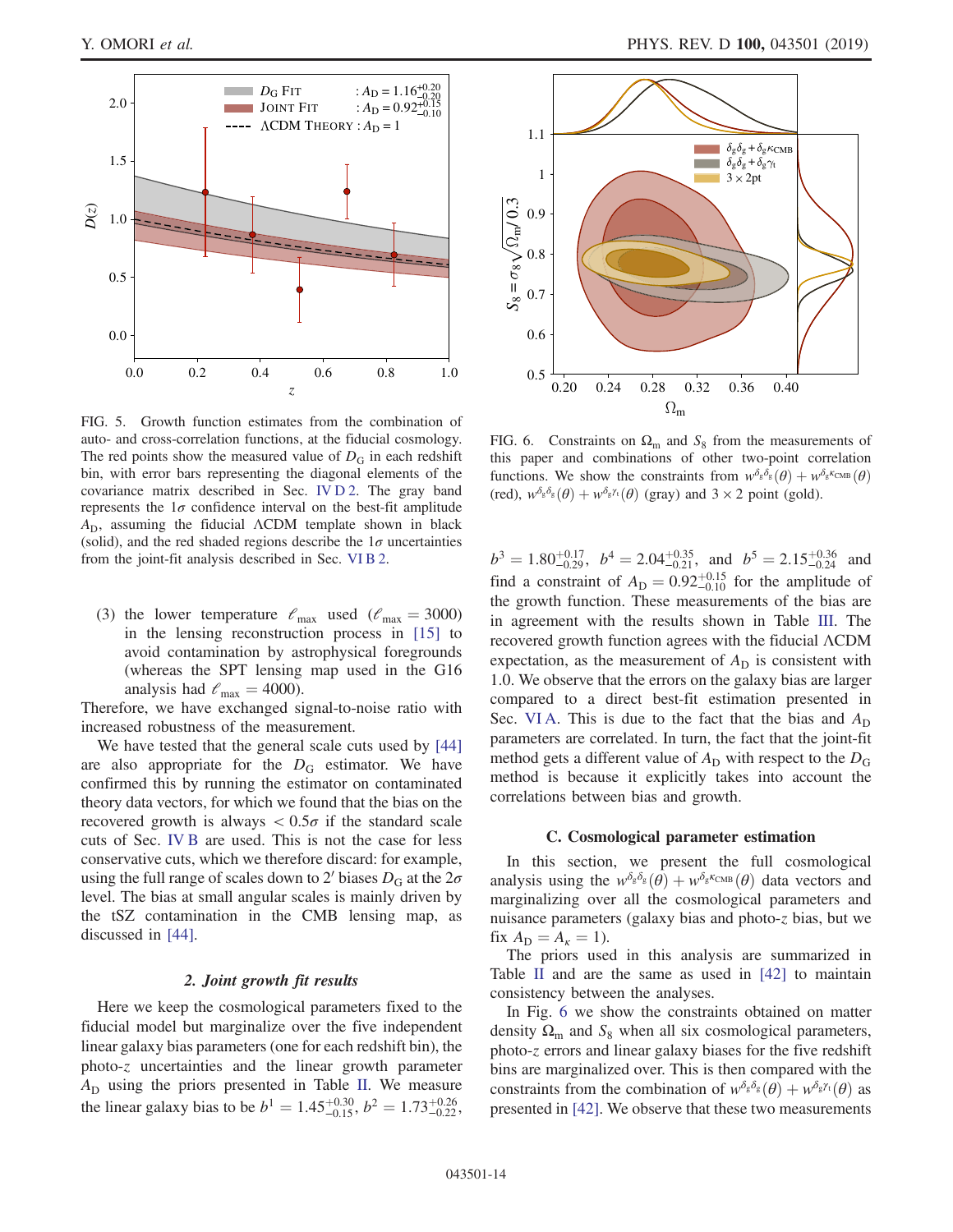FIG. 5. Growth function estimates from the combination of auto- and cross-correlation functions, at the fiducial cosmology. The red points show the measured value of $D_G$ in each redshift bin, with error bars representing the diagonal elements of the covariance matrix described in Sec. IV D 2. The gray band represents the $1\sigma$ confidence interval on the best-fit amplitude $A_D$, assuming the fiducial ΛCDM template shown in black (solid), and the red shaded regions describe the $1\sigma$ uncertainties from the joint-fit analysis described in Sec. VI B 2.

(3) the lower temperature $\ell_{max}$ used ($\ell_{max} = 3000$) in the lensing reconstruction process in [15] to avoid contamination by astrophysical foregrounds (whereas the SPT lensing map used in the G16 analysis had $\ell_{max} = 4000$).

Therefore, we have exchanged signal-to-noise ratio with increased robustness of the measurement.

We have tested that the general scale cuts used by [44] are also appropriate for the $D_G$ estimator. We have confirmed this by running the estimator on contaminated theory data vectors, for which we found that the bias on the recovered growth is always $< 0.5\sigma$ if the standard scale cuts of Sec. IV B are used. This is not the case for less conservative cuts, which we therefore discard: for example, using the full range of scales down to $2'$ biases $D_G$ at the $2\sigma$ level. The bias at small angular scales is mainly driven by the tSZ contamination in the CMB lensing map, as discussed in [44].

### 2. Joint growth fit results

Here we keep the cosmological parameters fixed to the fiducial model but marginalize over the five independent linear galaxy bias parameters (one for each redshift bin), the photo-$z$ uncertainties and the linear growth parameter $A_D$ using the priors presented in Table II. We measure the linear galaxy bias to be $b^1 = 1.45^{+0.30}_{-0.15}$, $b^2 = 1.73^{+0.26}_{-0.22}$, $b^3 = 1.80^{+0.17}_{-0.29}$, $b^4 = 2.04^{+0.35}_{-0.21}$, and $b^5 = 2.15^{+0.36}_{-0.24}$ and find a constraint of $A_D = 0.92^{+0.15}_{-0.10}$ for the amplitude of the growth function. These measurements of the bias are in agreement with the results shown in Table III. The recovered growth function agrees with the fiducial ΛCDM expectation, as the measurement of $A_D$ is consistent with 1.0. We observe that the errors on the galaxy bias are larger compared to a direct best-fit estimation presented in Sec. VI A. This is due to the fact that the bias and $A_D$ parameters are correlated. In turn, the fact that the joint-fit method gets a different value of $A_D$ with respect to the $D_G$ method is because it explicitly takes into account the correlations between bias and growth.

FIG. 6. Constraints on $\Omega_m$ and $S_8$ from the measurements of this paper and combinations of other two-point correlation functions. We show the constraints from $w^{\delta_g\delta_g}(\theta) + w^{\delta_g\kappa_{CMB}}(\theta)$ (red), $w^{\delta_g\delta_g}(\theta) + w^{\delta_g\gamma_t}(\theta)$ (gray) and $3 \times 2$ point (gold).

## C. Cosmological parameter estimation

In this section, we present the full cosmological analysis using the $w^{\delta_g\delta_g}(\theta) + w^{\delta_g\kappa_{CMB}}(\theta)$ data vectors and marginalizing over all the cosmological parameters and nuisance parameters (galaxy bias and photo-$z$ bias, but we fix $A_D = A_\kappa = 1$).

The priors used in this analysis are summarized in Table II and are the same as used in [42] to maintain consistency between the analyses.

In Fig. 6 we show the constraints obtained on matter density $\Omega_m$ and $S_8$ when all six cosmological parameters, photo-$z$ errors and linear galaxy biases for the five redshift bins are marginalized over. This is then compared with the constraints from the combination of $w^{\delta_g\delta_g}(\theta) + w^{\delta_g\gamma_t}(\theta)$ as presented in [42]. We observe that these two measurements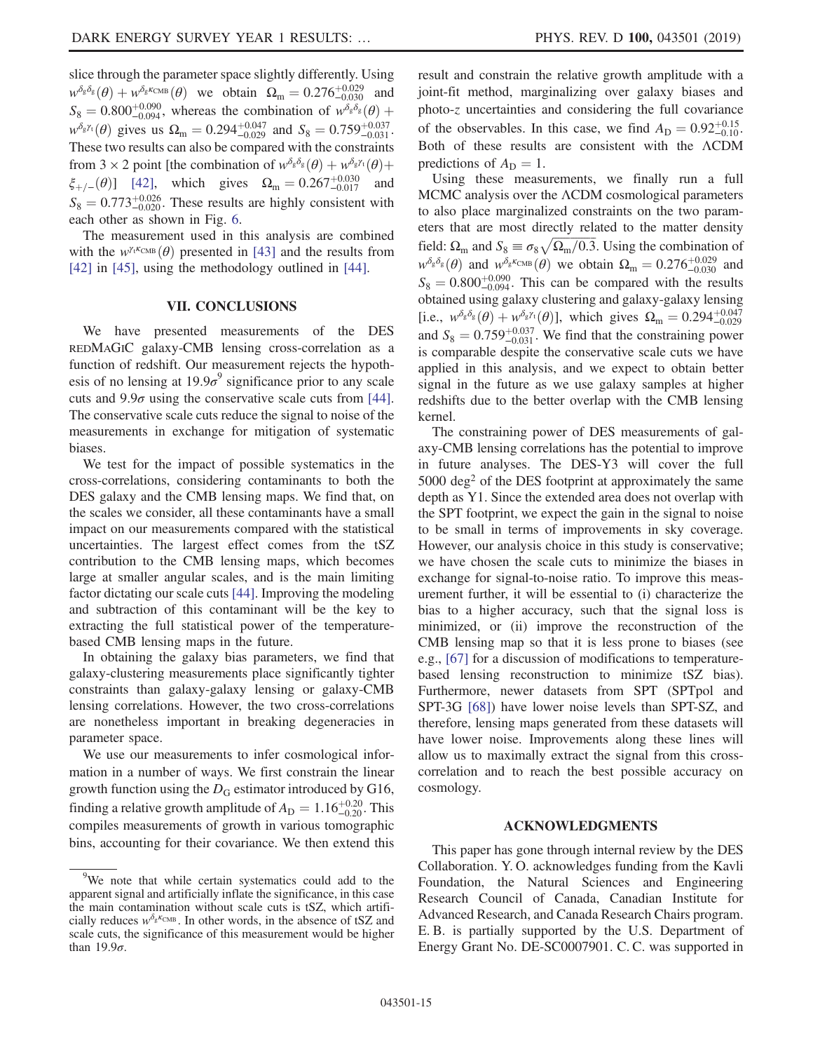slice through the parameter space slightly differently. Using $w^{\delta_g\delta_g}(\theta) + w^{\delta_g\kappa_{\rm CMB}}(\theta)$ we obtain $\Omega_m = 0.276^{+0.029}_{-0.030}$ and $S_8 = 0.800^{+0.090}_{-0.094}$, whereas the combination of $w^{\delta_g\delta_g}(\theta) + w^{\delta_g\gamma_t}(\theta)$ gives us $\Omega_m = 0.294^{+0.047}_{-0.029}$ and $S_8 = 0.759^{+0.037}_{-0.031}$. These two results can also be compared with the constraints from $3 \times 2$ point [the combination of $w^{\delta_g\delta_g}(\theta) + w^{\delta_g\gamma_t}(\theta) + \xi_{+/-}(\theta)$] [42], which gives $\Omega_m = 0.267^{+0.030}_{-0.017}$ and $S_8 = 0.773^{+0.026}_{-0.020}$. These results are highly consistent with each other as shown in Fig. 6.

The measurement used in this analysis are combined with the $w^{\gamma_t\kappa_{\rm CMB}}(\theta)$ presented in [43] and the results from [42] in [45], using the methodology outlined in [44].

## VII. CONCLUSIONS

We have presented measurements of the DES REDMAGIC galaxy-CMB lensing cross-correlation as a function of redshift. Our measurement rejects the hypothesis of no lensing at $19.9\sigma$[9] significance prior to any scale cuts and $9.9\sigma$ using the conservative scale cuts from [44]. The conservative scale cuts reduce the signal to noise of the measurements in exchange for mitigation of systematic biases.

We test for the impact of possible systematics in the cross-correlations, considering contaminants to both the DES galaxy and the CMB lensing maps. We find that, on the scales we consider, all these contaminants have a small impact on our measurements compared with the statistical uncertainties. The largest effect comes from the tSZ contribution to the CMB lensing maps, which becomes large at smaller angular scales, and is the main limiting factor dictating our scale cuts [44]. Improving the modeling and subtraction of this contaminant will be the key to extracting the full statistical power of the temperature-based CMB lensing maps in the future.

In obtaining the galaxy bias parameters, we find that galaxy-clustering measurements place significantly tighter constraints than galaxy-galaxy lensing or galaxy-CMB lensing correlations. However, the two cross-correlations are nonetheless important in breaking degeneracies in parameter space.

We use our measurements to infer cosmological information in a number of ways. We first constrain the linear growth function using the $D_G$ estimator introduced by G16, finding a relative growth amplitude of $A_D = 1.16^{+0.20}_{-0.20}$. This compiles measurements of growth in various tomographic bins, accounting for their covariance. We then extend this result and constrain the relative growth amplitude with a joint-fit method, marginalizing over galaxy biases and photo-$z$ uncertainties and considering the full covariance of the observables. In this case, we find $A_D = 0.92^{+0.15}_{-0.10}$. Both of these results are consistent with the ΛCDM predictions of $A_D = 1$.

Using these measurements, we finally run a full MCMC analysis over the ΛCDM cosmological parameters to also place marginalized constraints on the two parameters that are most directly related to the matter density field: $\Omega_m$ and $S_8 \equiv \sigma_8\sqrt{\Omega_m/0.3}$. Using the combination of $w^{\delta_g\delta_g}(\theta)$ and $w^{\delta_g\kappa_{\rm CMB}}(\theta)$ we obtain $\Omega_m = 0.276^{+0.029}_{-0.030}$ and $S_8 = 0.800^{+0.090}_{-0.094}$. This can be compared with the results obtained using galaxy clustering and galaxy-galaxy lensing [i.e., $w^{\delta_g\delta_g}(\theta) + w^{\delta_g\gamma_t}(\theta)$], which gives $\Omega_m = 0.294^{+0.047}_{-0.029}$ and $S_8 = 0.759^{+0.037}_{-0.031}$. We find that the constraining power is comparable despite the conservative scale cuts we have applied in this analysis, and we expect to obtain better signal in the future as we use galaxy samples at higher redshifts due to the better overlap with the CMB lensing kernel.

The constraining power of DES measurements of galaxy-CMB lensing correlations has the potential to improve in future analyses. The DES-Y3 will cover the full 5000 deg$^2$ of the DES footprint at approximately the same depth as Y1. Since the extended area does not overlap with the SPT footprint, we expect the gain in the signal to noise to be small in terms of improvements in sky coverage. However, our analysis choice in this study is conservative; we have chosen the scale cuts to minimize the biases in exchange for signal-to-noise ratio. To improve this measurement further, it will be essential to (i) characterize the bias to a higher accuracy, such that the signal loss is minimized, or (ii) improve the reconstruction of the CMB lensing map so that it is less prone to biases (see e.g., [67] for a discussion of modifications to temperature-based lensing reconstruction to minimize tSZ bias). Furthermore, newer datasets from SPT (SPTpol and SPT-3G [68]) have lower noise levels than SPT-SZ, and therefore, lensing maps generated from these datasets will have lower noise. Improvements along these lines will allow us to maximally extract the signal from this cross-correlation and to reach the best possible accuracy on cosmology.

## ACKNOWLEDGMENTS

This paper has gone through internal review by the DES Collaboration. Y. O. acknowledges funding from the Kavli Foundation, the Natural Sciences and Engineering Research Council of Canada, Canadian Institute for Advanced Research, and Canada Research Chairs program. E. B. is partially supported by the U.S. Department of Energy Grant No. DE-SC0007901. C. C. was supported in

[9] We note that while certain systematics could add to the apparent signal and artificially inflate the significance, in this case the main contamination without scale cuts is tSZ, which artificially reduces $w^{\delta_g\kappa_{\rm CMB}}$. In other words, in the absence of tSZ and scale cuts, the significance of this measurement would be higher than $19.9\sigma$.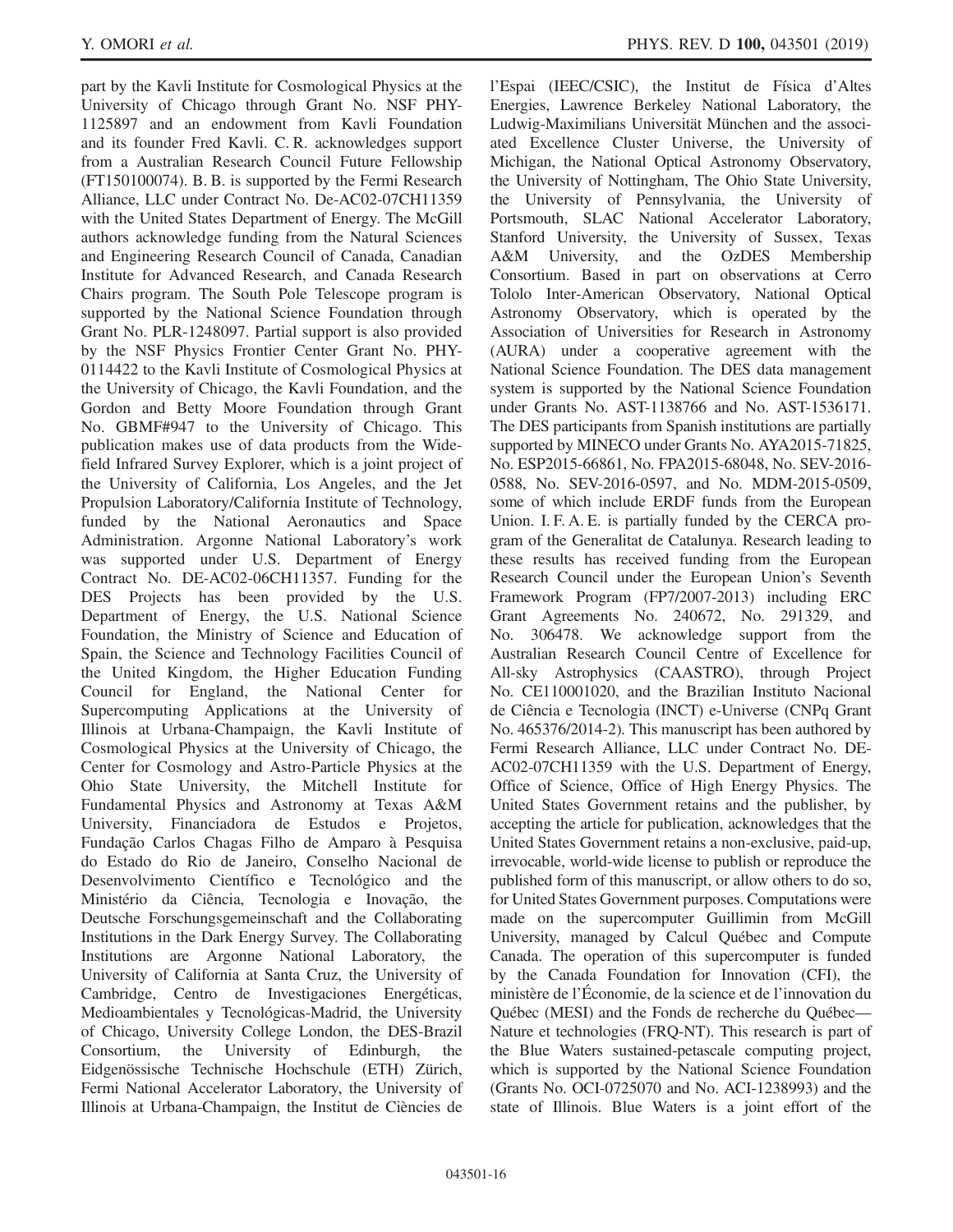part by the Kavli Institute for Cosmological Physics at the University of Chicago through Grant No. NSF PHY-1125897 and an endowment from Kavli Foundation and its founder Fred Kavli. C. R. acknowledges support from a Australian Research Council Future Fellowship (FT150100074). B. B. is supported by the Fermi Research Alliance, LLC under Contract No. De-AC02-07CH11359 with the United States Department of Energy. The McGill authors acknowledge funding from the Natural Sciences and Engineering Research Council of Canada, Canadian Institute for Advanced Research, and Canada Research Chairs program. The South Pole Telescope program is supported by the National Science Foundation through Grant No. PLR-1248097. Partial support is also provided by the NSF Physics Frontier Center Grant No. PHY-0114422 to the Kavli Institute of Cosmological Physics at the University of Chicago, the Kavli Foundation, and the Gordon and Betty Moore Foundation through Grant No. GBMF#947 to the University of Chicago. This publication makes use of data products from the Wide-field Infrared Survey Explorer, which is a joint project of the University of California, Los Angeles, and the Jet Propulsion Laboratory/California Institute of Technology, funded by the National Aeronautics and Space Administration. Argonne National Laboratory's work was supported under U.S. Department of Energy Contract No. DE-AC02-06CH11357. Funding for the DES Projects has been provided by the U.S. Department of Energy, the U.S. National Science Foundation, the Ministry of Science and Education of Spain, the Science and Technology Facilities Council of the United Kingdom, the Higher Education Funding Council for England, the National Center for Supercomputing Applications at the University of Illinois at Urbana-Champaign, the Kavli Institute of Cosmological Physics at the University of Chicago, the Center for Cosmology and Astro-Particle Physics at the Ohio State University, the Mitchell Institute for Fundamental Physics and Astronomy at Texas A&M University, Financiadora de Estudos e Projetos, Fundação Carlos Chagas Filho de Amparo à Pesquisa do Estado do Rio de Janeiro, Conselho Nacional de Desenvolvimento Científico e Tecnológico and the Ministério da Ciência, Tecnologia e Inovação, the Deutsche Forschungsgemeinschaft and the Collaborating Institutions in the Dark Energy Survey. The Collaborating Institutions are Argonne National Laboratory, the University of California at Santa Cruz, the University of Cambridge, Centro de Investigaciones Energéticas, Medioambientales y Tecnológicas-Madrid, the University of Chicago, University College London, the DES-Brazil Consortium, the University of Edinburgh, the Eidgenössische Technische Hochschule (ETH) Zürich, Fermi National Accelerator Laboratory, the University of Illinois at Urbana-Champaign, the Institut de Ciències de l'Espai (IEEC/CSIC), the Institut de Física d'Altes Energies, Lawrence Berkeley National Laboratory, the Ludwig-Maximilians Universität München and the associated Excellence Cluster Universe, the University of Michigan, the National Optical Astronomy Observatory, the University of Nottingham, The Ohio State University, the University of Pennsylvania, the University of Portsmouth, SLAC National Accelerator Laboratory, Stanford University, the University of Sussex, Texas A&M University, and the OzDES Membership Consortium. Based in part on observations at Cerro Tololo Inter-American Observatory, National Optical Astronomy Observatory, which is operated by the Association of Universities for Research in Astronomy (AURA) under a cooperative agreement with the National Science Foundation. The DES data management system is supported by the National Science Foundation under Grants No. AST-1138766 and No. AST-1536171. The DES participants from Spanish institutions are partially supported by MINECO under Grants No. AYA2015-71825, No. ESP2015-66861, No. FPA2015-68048, No. SEV-2016-0588, No. SEV-2016-0597, and No. MDM-2015-0509, some of which include ERDF funds from the European Union. I. F. A. E. is partially funded by the CERCA program of the Generalitat de Catalunya. Research leading to these results has received funding from the European Research Council under the European Union's Seventh Framework Program (FP7/2007-2013) including ERC Grant Agreements No. 240672, No. 291329, and No. 306478. We acknowledge support from the Australian Research Council Centre of Excellence for All-sky Astrophysics (CAASTRO), through Project No. CE110001020, and the Brazilian Instituto Nacional de Ciência e Tecnologia (INCT) e-Universe (CNPq Grant No. 465376/2014-2). This manuscript has been authored by Fermi Research Alliance, LLC under Contract No. DE-AC02-07CH11359 with the U.S. Department of Energy, Office of Science, Office of High Energy Physics. The United States Government retains and the publisher, by accepting the article for publication, acknowledges that the United States Government retains a non-exclusive, paid-up, irrevocable, world-wide license to publish or reproduce the published form of this manuscript, or allow others to do so, for United States Government purposes. Computations were made on the supercomputer Guillimin from McGill University, managed by Calcul Québec and Compute Canada. The operation of this supercomputer is funded by the Canada Foundation for Innovation (CFI), the ministère de l'Économie, de la science et de l'innovation du Québec (MESI) and the Fonds de recherche du Québec—Nature et technologies (FRQ-NT). This research is part of the Blue Waters sustained-petascale computing project, which is supported by the National Science Foundation (Grants No. OCI-0725070 and No. ACI-1238993) and the state of Illinois. Blue Waters is a joint effort of the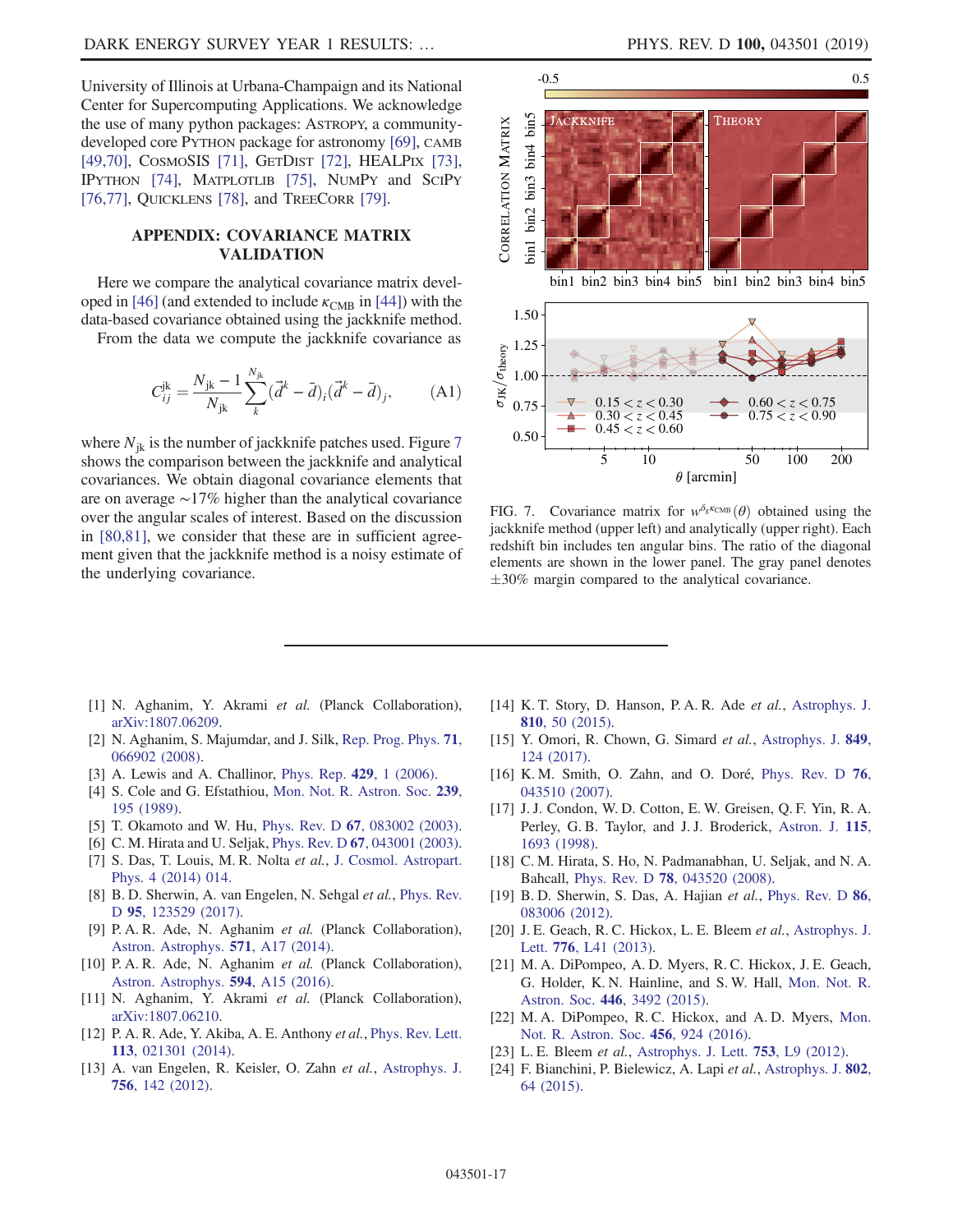University of Illinois at Urbana-Champaign and its National Center for Supercomputing Applications. We acknowledge the use of many python packages: ASTROPY, a community-developed core PYTHON package for astronomy [69], CAMB [49,70], COSMOSIS [71], GETDIST [72], HEALPIX [73], IPYTHON [74], MATPLOTLIB [75], NUMPY and SCIPY [76,77], QUICKLENS [78], and TREECORR [79].

## APPENDIX: COVARIANCE MATRIX VALIDATION

Here we compare the analytical covariance matrix developed in [46] (and extended to include $\kappa_{\rm CMB}$ in [44]) with the data-based covariance obtained using the jackknife method.

From the data we compute the jackknife covariance as

$$C_{ij}^{\rm jk} = \frac{N_{\rm jk}-1}{N_{\rm jk}} \sum_{k}^{N_{\rm jk}} (\vec{d}^k - \bar{d})_i (\vec{d}^k - \bar{d})_j, \qquad \text{(A1)}$$

where $N_{\rm jk}$ is the number of jackknife patches used. Figure 7 shows the comparison between the jackknife and analytical covariances. We obtain diagonal covariance elements that are on average ∼17% higher than the analytical covariance over the angular scales of interest. Based on the discussion in [80,81], we consider that these are in sufficient agreement given that the jackknife method is a noisy estimate of the underlying covariance.

FIG. 7. Covariance matrix for $w^{\delta_g \kappa_{\rm CMB}}(\theta)$ obtained using the jackknife method (upper left) and analytically (upper right). Each redshift bin includes ten angular bins. The ratio of the diagonal elements are shown in the lower panel. The gray panel denotes ±30% margin compared to the analytical covariance.

---

[1] N. Aghanim, Y. Akrami *et al.* (Planck Collaboration), arXiv:1807.06209.

[2] N. Aghanim, S. Majumdar, and J. Silk, Rep. Prog. Phys. **71**, 066902 (2008).

[3] A. Lewis and A. Challinor, Phys. Rep. **429**, 1 (2006).

[4] S. Cole and G. Efstathiou, Mon. Not. R. Astron. Soc. **239**, 195 (1989).

[5] T. Okamoto and W. Hu, Phys. Rev. D **67**, 083002 (2003).

[6] C. M. Hirata and U. Seljak, Phys. Rev. D **67**, 043001 (2003).

[7] S. Das, T. Louis, M. R. Nolta *et al.*, J. Cosmol. Astropart. Phys. 4 (2014) 014.

[8] B. D. Sherwin, A. van Engelen, N. Sehgal *et al.*, Phys. Rev. D **95**, 123529 (2017).

[9] P. A. R. Ade, N. Aghanim *et al.* (Planck Collaboration), Astron. Astrophys. **571**, A17 (2014).

[10] P. A. R. Ade, N. Aghanim *et al.* (Planck Collaboration), Astron. Astrophys. **594**, A15 (2016).

[11] N. Aghanim, Y. Akrami *et al.* (Planck Collaboration), arXiv:1807.06210.

[12] P. A. R. Ade, Y. Akiba, A. E. Anthony *et al.*, Phys. Rev. Lett. **113**, 021301 (2014).

[13] A. van Engelen, R. Keisler, O. Zahn *et al.*, Astrophys. J. **756**, 142 (2012).

[14] K. T. Story, D. Hanson, P. A. R. Ade *et al.*, Astrophys. J. **810**, 50 (2015).

[15] Y. Omori, R. Chown, G. Simard *et al.*, Astrophys. J. **849**, 124 (2017).

[16] K. M. Smith, O. Zahn, and O. Doré, Phys. Rev. D **76**, 043510 (2007).

[17] J. J. Condon, W. D. Cotton, E. W. Greisen, Q. F. Yin, R. A. Perley, G. B. Taylor, and J. J. Broderick, Astron. J. **115**, 1693 (1998).

[18] C. M. Hirata, S. Ho, N. Padmanabhan, U. Seljak, and N. A. Bahcall, Phys. Rev. D **78**, 043520 (2008).

[19] B. D. Sherwin, S. Das, A. Hajian *et al.*, Phys. Rev. D **86**, 083006 (2012).

[20] J. E. Geach, R. C. Hickox, L. E. Bleem *et al.*, Astrophys. J. Lett. **776**, L41 (2013).

[21] M. A. DiPompeo, A. D. Myers, R. C. Hickox, J. E. Geach, G. Holder, K. N. Hainline, and S. W. Hall, Mon. Not. R. Astron. Soc. **446**, 3492 (2015).

[22] M. A. DiPompeo, R. C. Hickox, and A. D. Myers, Mon. Not. R. Astron. Soc. **456**, 924 (2016).

[23] L. E. Bleem *et al.*, Astrophys. J. Lett. **753**, L9 (2012).

[24] F. Bianchini, P. Bielewicz, A. Lapi *et al.*, Astrophys. J. **802**, 64 (2015).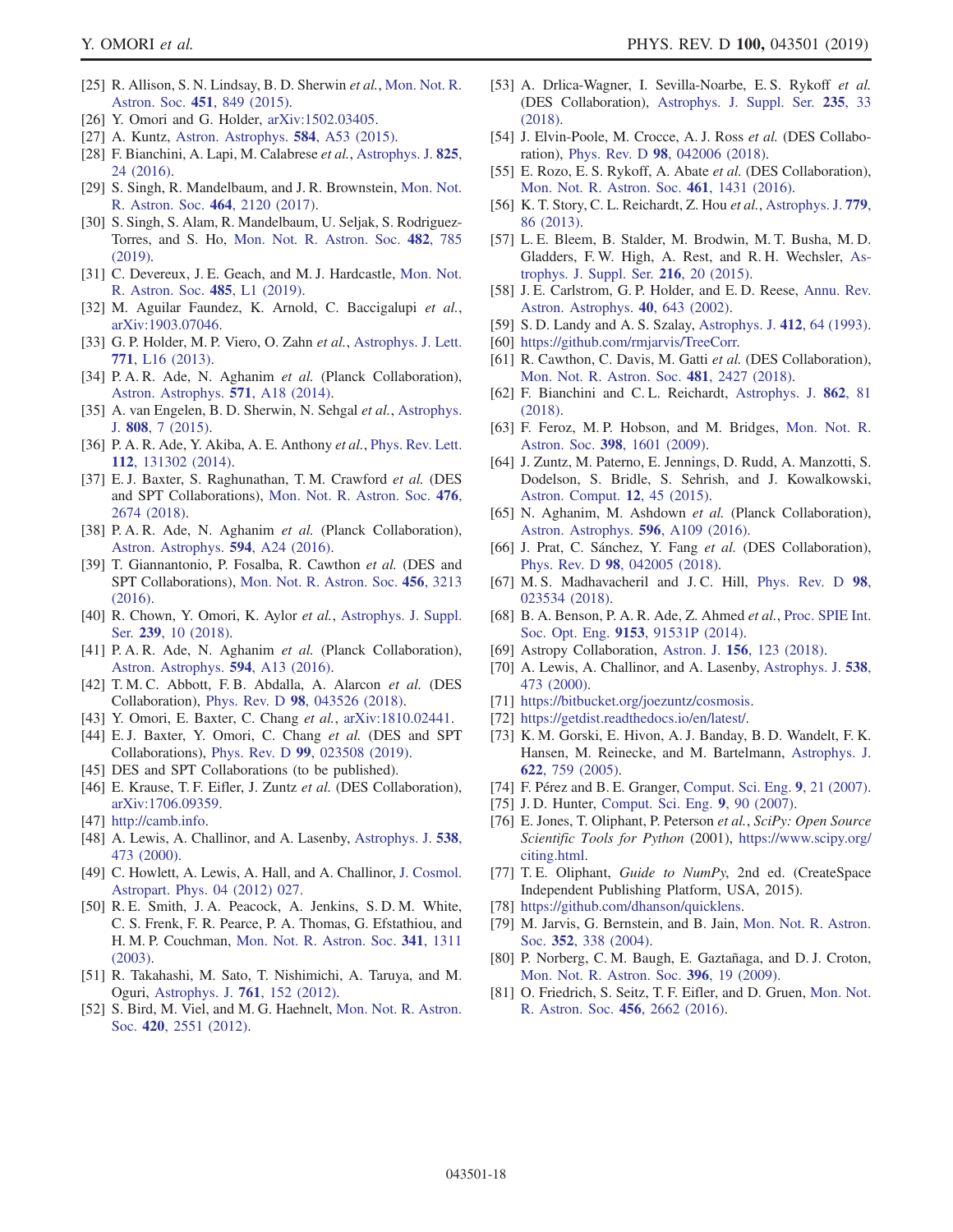[25] R. Allison, S. N. Lindsay, B. D. Sherwin *et al.*, Mon. Not. R. Astron. Soc. **451**, 849 (2015).

[26] Y. Omori and G. Holder, arXiv:1502.03405.

[27] A. Kuntz, Astron. Astrophys. **584**, A53 (2015).

[28] F. Bianchini, A. Lapi, M. Calabrese *et al.*, Astrophys. J. **825**, 24 (2016).

[29] S. Singh, R. Mandelbaum, and J. R. Brownstein, Mon. Not. R. Astron. Soc. **464**, 2120 (2017).

[30] S. Singh, S. Alam, R. Mandelbaum, U. Seljak, S. Rodriguez-Torres, and S. Ho, Mon. Not. R. Astron. Soc. **482**, 785 (2019).

[31] C. Devereux, J. E. Geach, and M. J. Hardcastle, Mon. Not. R. Astron. Soc. **485**, L1 (2019).

[32] M. Aguilar Faundez, K. Arnold, C. Baccigalupi *et al.*, arXiv:1903.07046.

[33] G. P. Holder, M. P. Viero, O. Zahn *et al.*, Astrophys. J. Lett. **771**, L16 (2013).

[34] P. A. R. Ade, N. Aghanim *et al.* (Planck Collaboration), Astron. Astrophys. **571**, A18 (2014).

[35] A. van Engelen, B. D. Sherwin, N. Sehgal *et al.*, Astrophys. J. **808**, 7 (2015).

[36] P. A. R. Ade, Y. Akiba, A. E. Anthony *et al.*, Phys. Rev. Lett. **112**, 131302 (2014).

[37] E. J. Baxter, S. Raghunathan, T. M. Crawford *et al.* (DES and SPT Collaborations), Mon. Not. R. Astron. Soc. **476**, 2674 (2018).

[38] P. A. R. Ade, N. Aghanim *et al.* (Planck Collaboration), Astron. Astrophys. **594**, A24 (2016).

[39] T. Giannantonio, P. Fosalba, R. Cawthon *et al.* (DES and SPT Collaborations), Mon. Not. R. Astron. Soc. **456**, 3213 (2016).

[40] R. Chown, Y. Omori, K. Aylor *et al.*, Astrophys. J. Suppl. Ser. **239**, 10 (2018).

[41] P. A. R. Ade, N. Aghanim *et al.* (Planck Collaboration), Astron. Astrophys. **594**, A13 (2016).

[42] T. M. C. Abbott, F. B. Abdalla, A. Alarcon *et al.* (DES Collaboration), Phys. Rev. D **98**, 043526 (2018).

[43] Y. Omori, E. Baxter, C. Chang *et al.*, arXiv:1810.02441.

[44] E. J. Baxter, Y. Omori, C. Chang *et al.* (DES and SPT Collaborations), Phys. Rev. D **99**, 023508 (2019).

[45] DES and SPT Collaborations (to be published).

[46] E. Krause, T. F. Eifler, J. Zuntz *et al.* (DES Collaboration), arXiv:1706.09359.

[47] http://camb.info.

[48] A. Lewis, A. Challinor, and A. Lasenby, Astrophys. J. **538**, 473 (2000).

[49] C. Howlett, A. Lewis, A. Hall, and A. Challinor, J. Cosmol. Astropart. Phys. 04 (2012) 027.

[50] R. E. Smith, J. A. Peacock, A. Jenkins, S. D. M. White, C. S. Frenk, F. R. Pearce, P. A. Thomas, G. Efstathiou, and H. M. P. Couchman, Mon. Not. R. Astron. Soc. **341**, 1311 (2003).

[51] R. Takahashi, M. Sato, T. Nishimichi, A. Taruya, and M. Oguri, Astrophys. J. **761**, 152 (2012).

[52] S. Bird, M. Viel, and M. G. Haehnelt, Mon. Not. R. Astron. Soc. **420**, 2551 (2012).

[53] A. Drlica-Wagner, I. Sevilla-Noarbe, E. S. Rykoff *et al.* (DES Collaboration), Astrophys. J. Suppl. Ser. **235**, 33 (2018).

[54] J. Elvin-Poole, M. Crocce, A. J. Ross *et al.* (DES Collaboration), Phys. Rev. D **98**, 042006 (2018).

[55] E. Rozo, E. S. Rykoff, A. Abate *et al.* (DES Collaboration), Mon. Not. R. Astron. Soc. **461**, 1431 (2016).

[56] K. T. Story, C. L. Reichardt, Z. Hou *et al.*, Astrophys. J. **779**, 86 (2013).

[57] L. E. Bleem, B. Stalder, M. Brodwin, M. T. Busha, M. D. Gladders, F. W. High, A. Rest, and R. H. Wechsler, Astrophys. J. Suppl. Ser. **216**, 20 (2015).

[58] J. E. Carlstrom, G. P. Holder, and E. D. Reese, Annu. Rev. Astron. Astrophys. **40**, 643 (2002).

[59] S. D. Landy and A. S. Szalay, Astrophys. J. **412**, 64 (1993).

[60] https://github.com/rmjarvis/TreeCorr.

[61] R. Cawthon, C. Davis, M. Gatti *et al.* (DES Collaboration), Mon. Not. R. Astron. Soc. **481**, 2427 (2018).

[62] F. Bianchini and C. L. Reichardt, Astrophys. J. **862**, 81 (2018).

[63] F. Feroz, M. P. Hobson, and M. Bridges, Mon. Not. R. Astron. Soc. **398**, 1601 (2009).

[64] J. Zuntz, M. Paterno, E. Jennings, D. Rudd, A. Manzotti, S. Dodelson, S. Bridle, S. Sehrish, and J. Kowalkowski, Astron. Comput. **12**, 45 (2015).

[65] N. Aghanim, M. Ashdown *et al.* (Planck Collaboration), Astron. Astrophys. **596**, A109 (2016).

[66] J. Prat, C. Sánchez, Y. Fang *et al.* (DES Collaboration), Phys. Rev. D **98**, 042005 (2018).

[67] M. S. Madhavacheril and J. C. Hill, Phys. Rev. D **98**, 023534 (2018).

[68] B. A. Benson, P. A. R. Ade, Z. Ahmed *et al.*, Proc. SPIE Int. Soc. Opt. Eng. **9153**, 91531P (2014).

[69] Astropy Collaboration, Astron. J. **156**, 123 (2018).

[70] A. Lewis, A. Challinor, and A. Lasenby, Astrophys. J. **538**, 473 (2000).

[71] https://bitbucket.org/joezuntz/cosmosis.

[72] https://getdist.readthedocs.io/en/latest/.

[73] K. M. Gorski, E. Hivon, A. J. Banday, B. D. Wandelt, F. K. Hansen, M. Reinecke, and M. Bartelmann, Astrophys. J. **622**, 759 (2005).

[74] F. Pérez and B. E. Granger, Comput. Sci. Eng. **9**, 21 (2007).

[75] J. D. Hunter, Comput. Sci. Eng. **9**, 90 (2007).

[76] E. Jones, T. Oliphant, P. Peterson *et al.*, *SciPy: Open Source Scientific Tools for Python* (2001), https://www.scipy.org/citing.html.

[77] T. E. Oliphant, *Guide to NumPy*, 2nd ed. (CreateSpace Independent Publishing Platform, USA, 2015).

[78] https://github.com/dhanson/quicklens.

[79] M. Jarvis, G. Bernstein, and B. Jain, Mon. Not. R. Astron. Soc. **352**, 338 (2004).

[80] P. Norberg, C. M. Baugh, E. Gaztañaga, and D. J. Croton, Mon. Not. R. Astron. Soc. **396**, 19 (2009).

[81] O. Friedrich, S. Seitz, T. F. Eifler, and D. Gruen, Mon. Not. R. Astron. Soc. **456**, 2662 (2016).